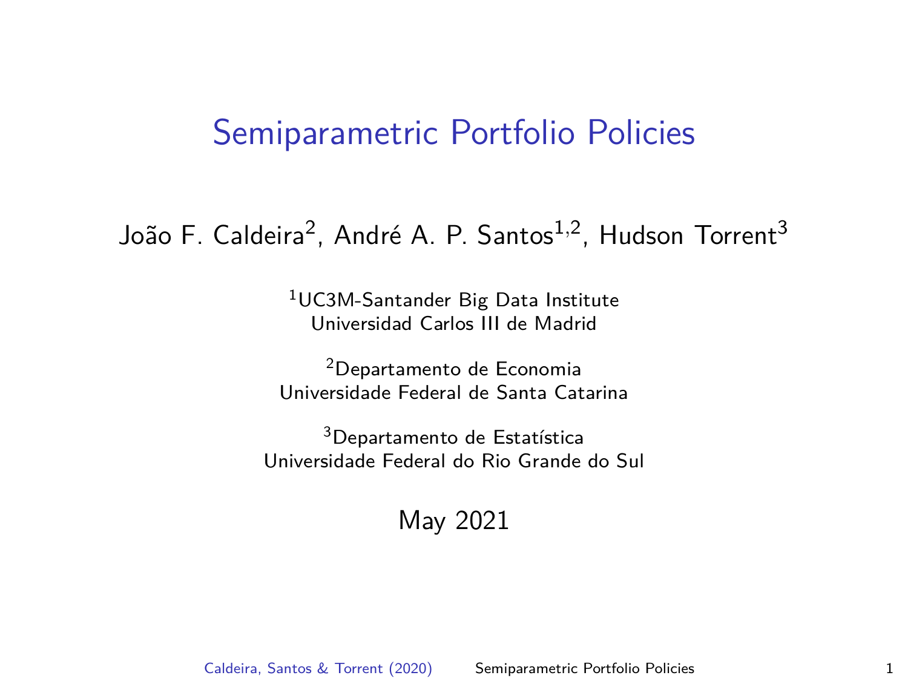# Semiparametric Portfolio Policies

João F. Caldeira[2], André A. P. Santos[1,2], Hudson Torrent[3]

[1]UC3M-Santander Big Data Institute
Universidad Carlos III de Madrid

[2]Departamento de Economia
Universidade Federal de Santa Catarina

[3]Departamento de Estatística
Universidade Federal do Rio Grande do Sul

May 2021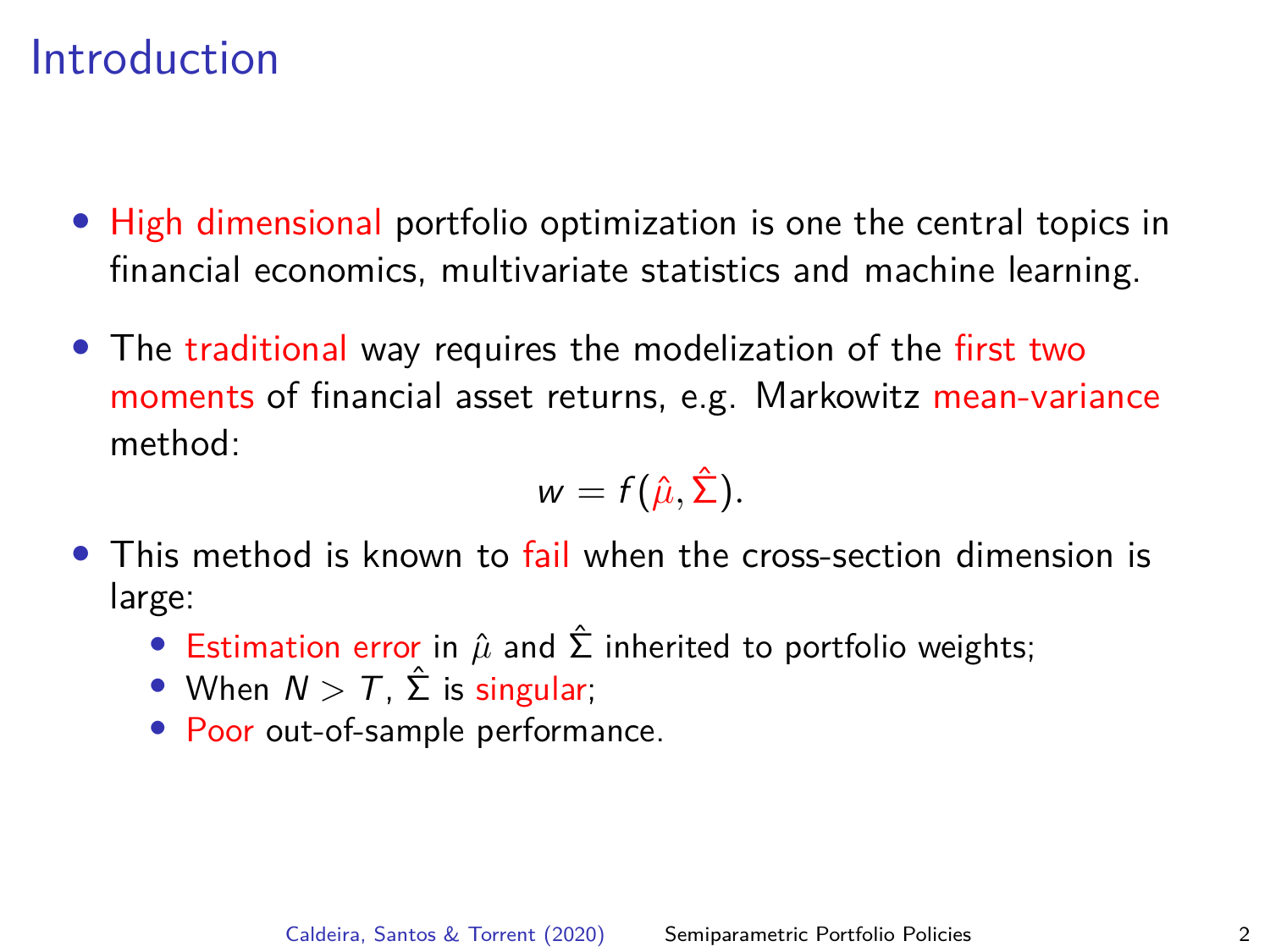# Introduction

- High dimensional portfolio optimization is one the central topics in financial economics, multivariate statistics and machine learning.
- The traditional way requires the modelization of the first two moments of financial asset returns, e.g. Markowitz mean-variance method:

$$w = f(\hat{\mu}, \hat{\Sigma}).$$

- This method is known to fail when the cross-section dimension is large:
  - Estimation error in $\hat{\mu}$ and $\hat{\Sigma}$ inherited to portfolio weights;
  - When $N > T$, $\hat{\Sigma}$ is singular;
  - Poor out-of-sample performance.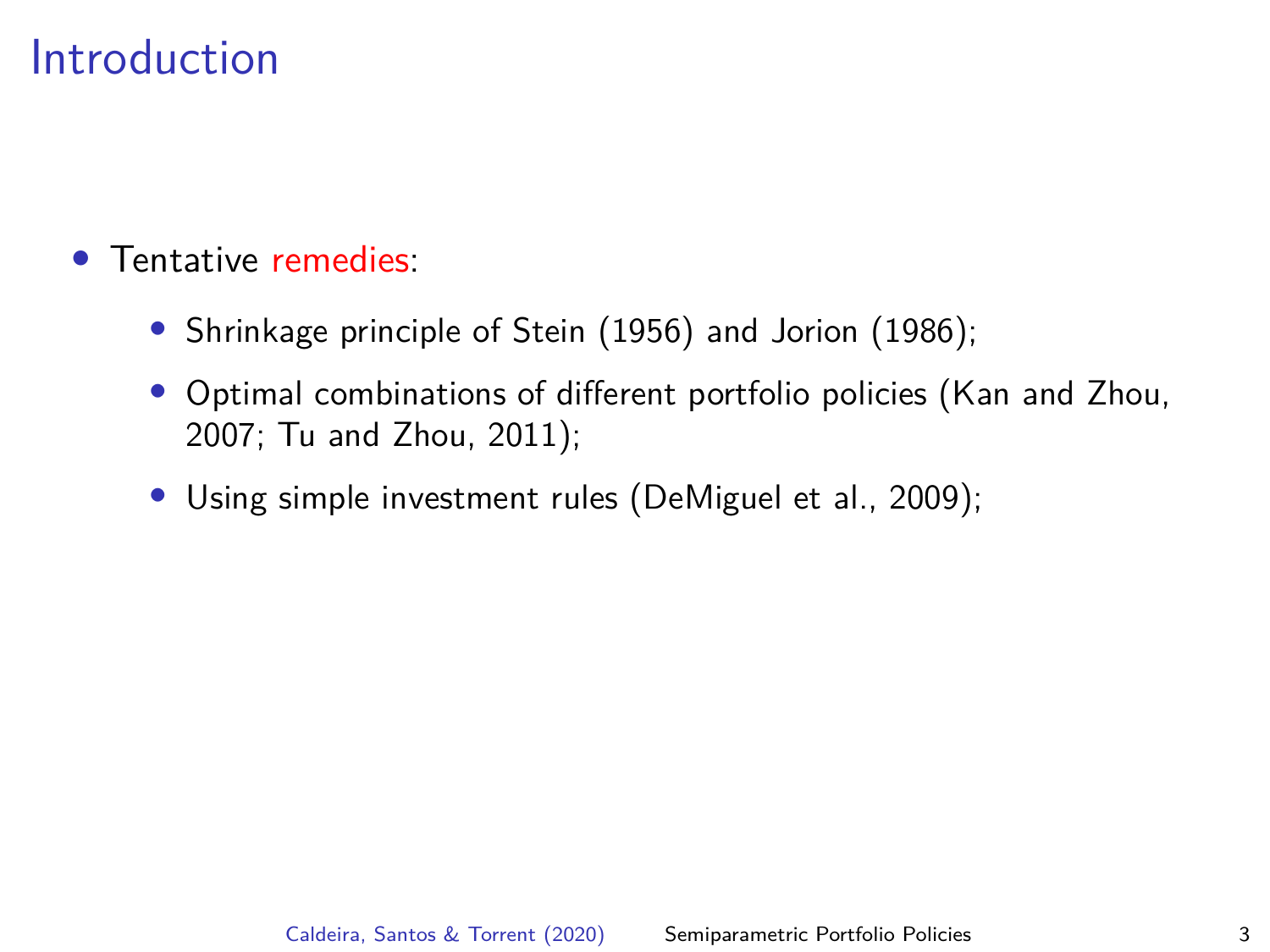# Introduction

- Tentative remedies:
  - Shrinkage principle of Stein (1956) and Jorion (1986);
  - Optimal combinations of different portfolio policies (Kan and Zhou, 2007; Tu and Zhou, 2011);
  - Using simple investment rules (DeMiguel et al., 2009);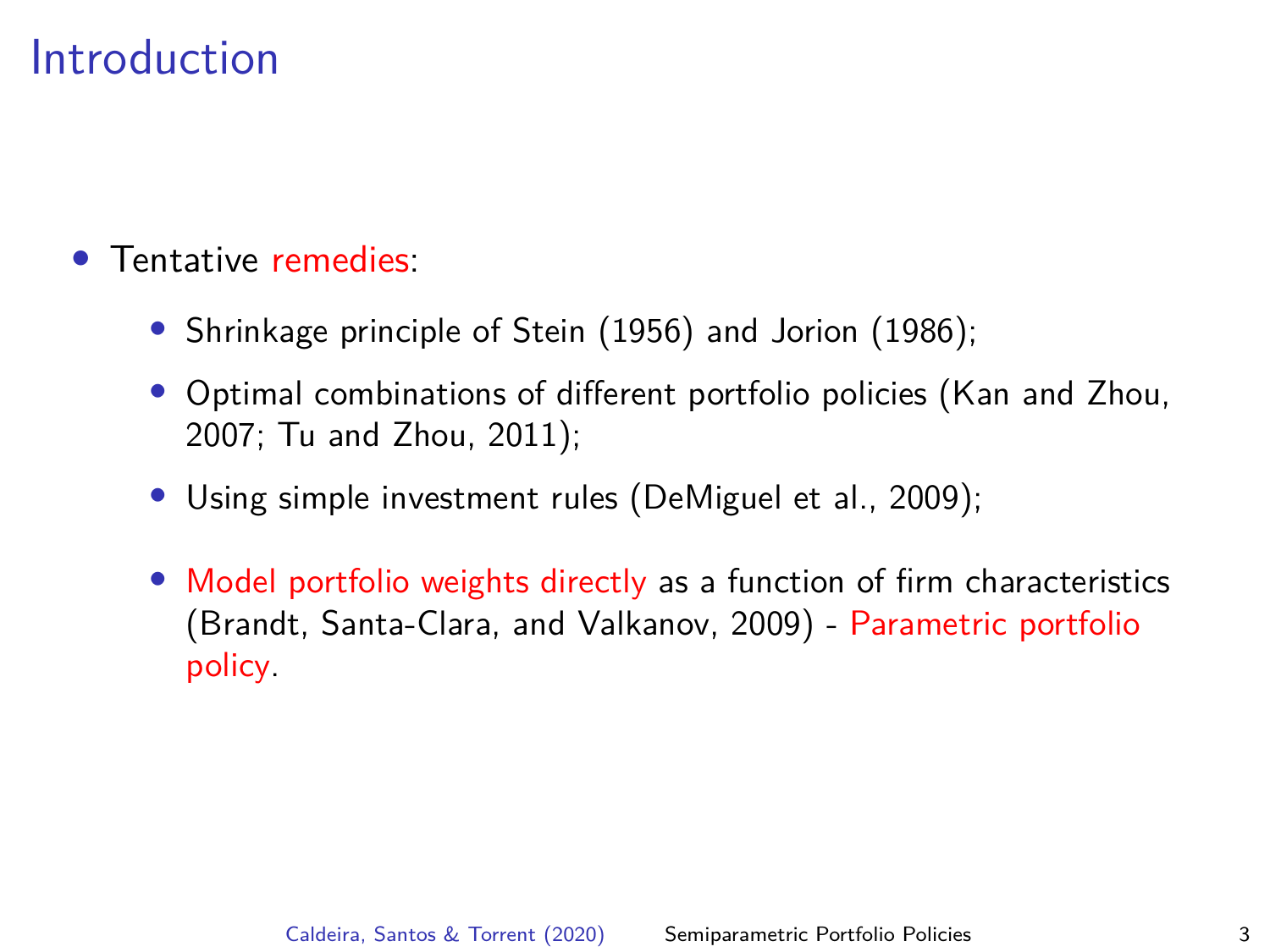# Introduction

- Tentative remedies:
  - Shrinkage principle of Stein (1956) and Jorion (1986);
  - Optimal combinations of different portfolio policies (Kan and Zhou, 2007; Tu and Zhou, 2011);
  - Using simple investment rules (DeMiguel et al., 2009);
  - Model portfolio weights directly as a function of firm characteristics (Brandt, Santa-Clara, and Valkanov, 2009) - Parametric portfolio policy.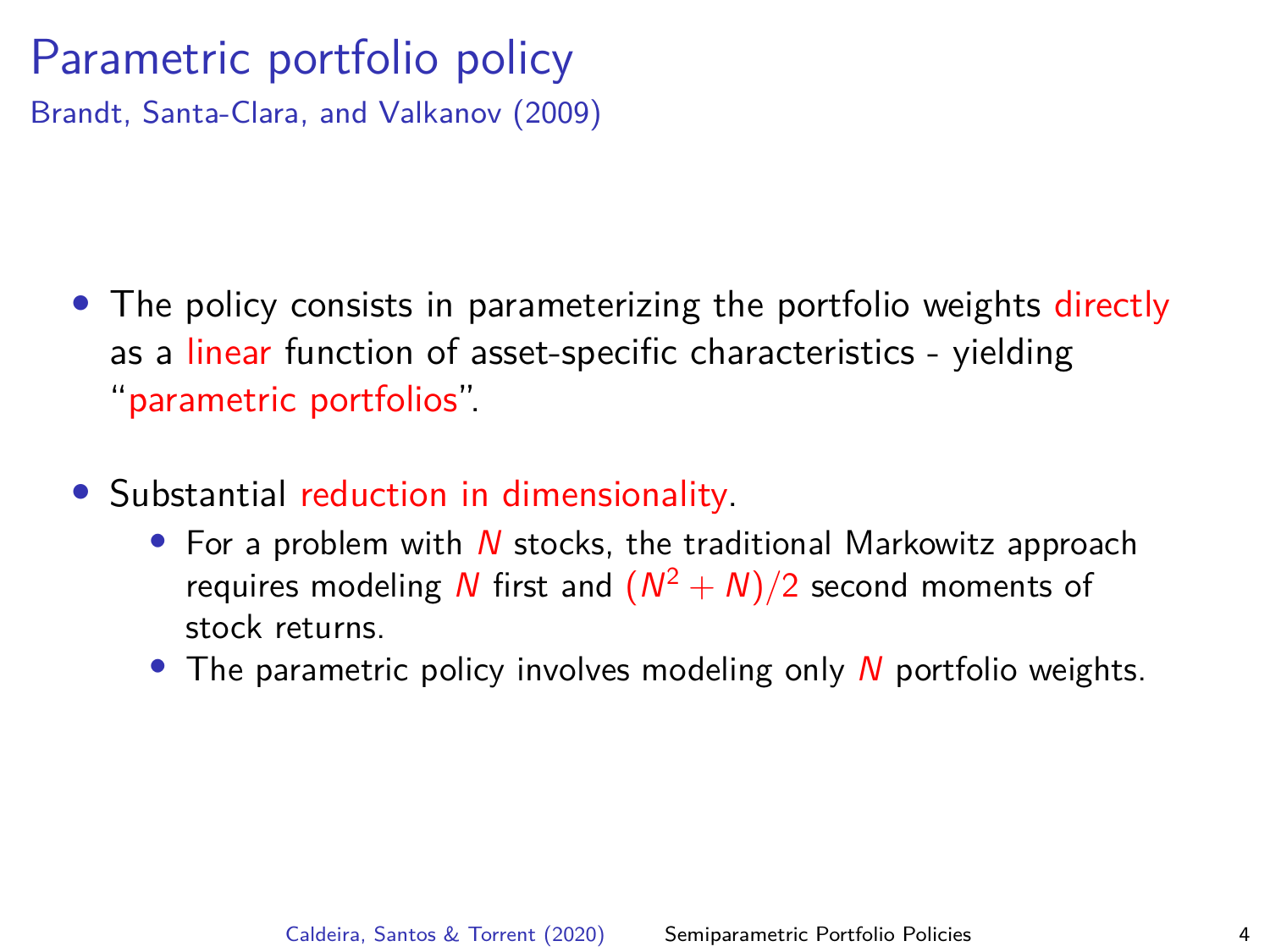# Parametric portfolio policy

Brandt, Santa-Clara, and Valkanov (2009)

- The policy consists in parameterizing the portfolio weights directly as a linear function of asset-specific characteristics - yielding "parametric portfolios".
- Substantial reduction in dimensionality.
  - For a problem with $N$ stocks, the traditional Markowitz approach requires modeling $N$ first and $(N^2 + N)/2$ second moments of stock returns.
  - The parametric policy involves modeling only $N$ portfolio weights.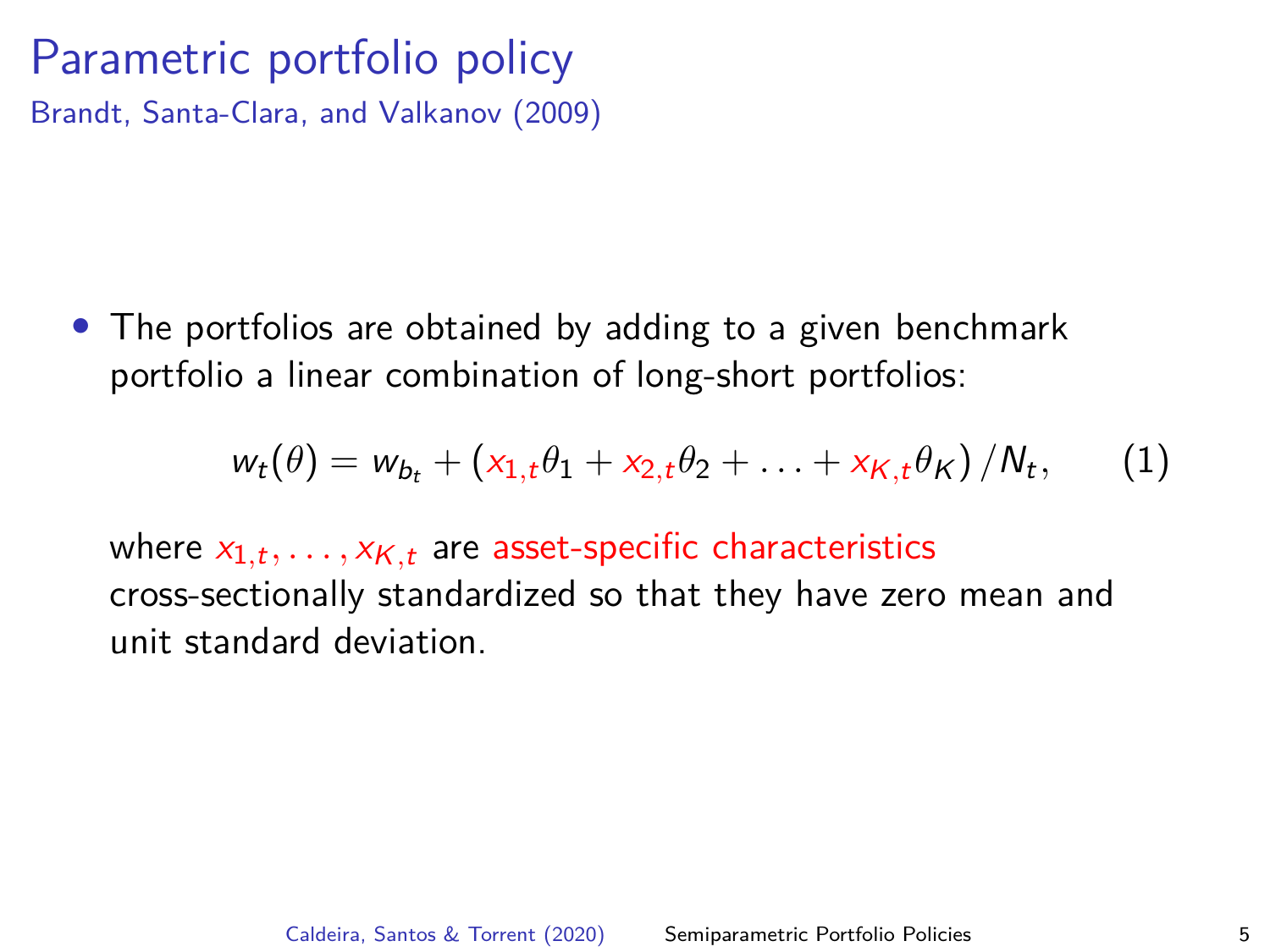# Parametric portfolio policy

Brandt, Santa-Clara, and Valkanov (2009)

- The portfolios are obtained by adding to a given benchmark portfolio a linear combination of long-short portfolios:

$$w_t(\theta) = w_{b_t} + \left(x_{1,t}\theta_1 + x_{2,t}\theta_2 + \ldots + x_{K,t}\theta_K\right)/N_t, \qquad (1)$$

  where $x_{1,t}, \ldots, x_{K,t}$ are asset-specific characteristics cross-sectionally standardized so that they have zero mean and unit standard deviation.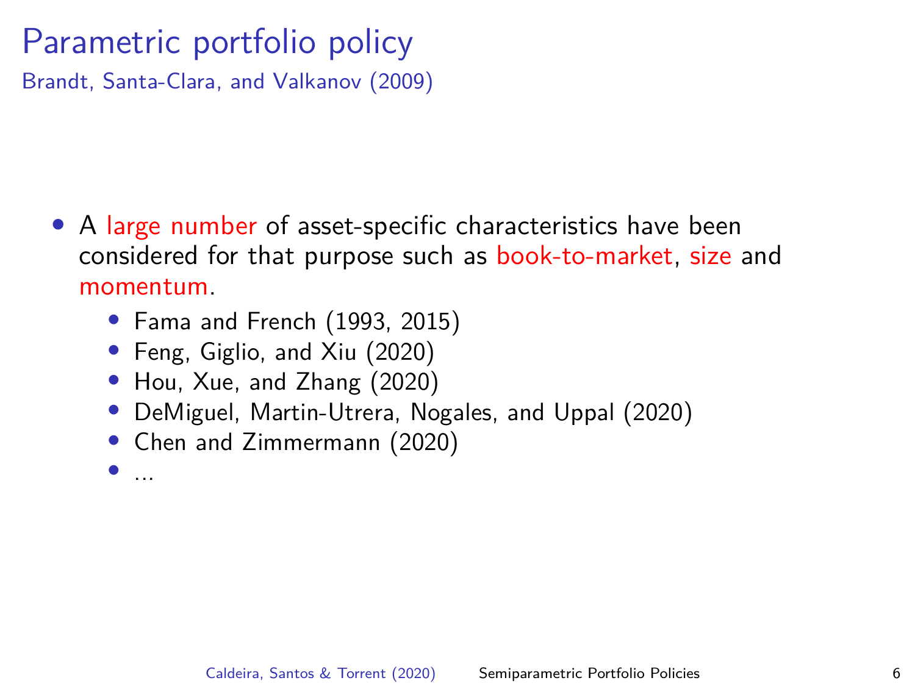# Parametric portfolio policy

Brandt, Santa-Clara, and Valkanov (2009)

- A large number of asset-specific characteristics have been considered for that purpose such as book-to-market, size and momentum.
  - Fama and French (1993, 2015)
  - Feng, Giglio, and Xiu (2020)
  - Hou, Xue, and Zhang (2020)
  - DeMiguel, Martin-Utrera, Nogales, and Uppal (2020)
  - Chen and Zimmermann (2020)
  - ...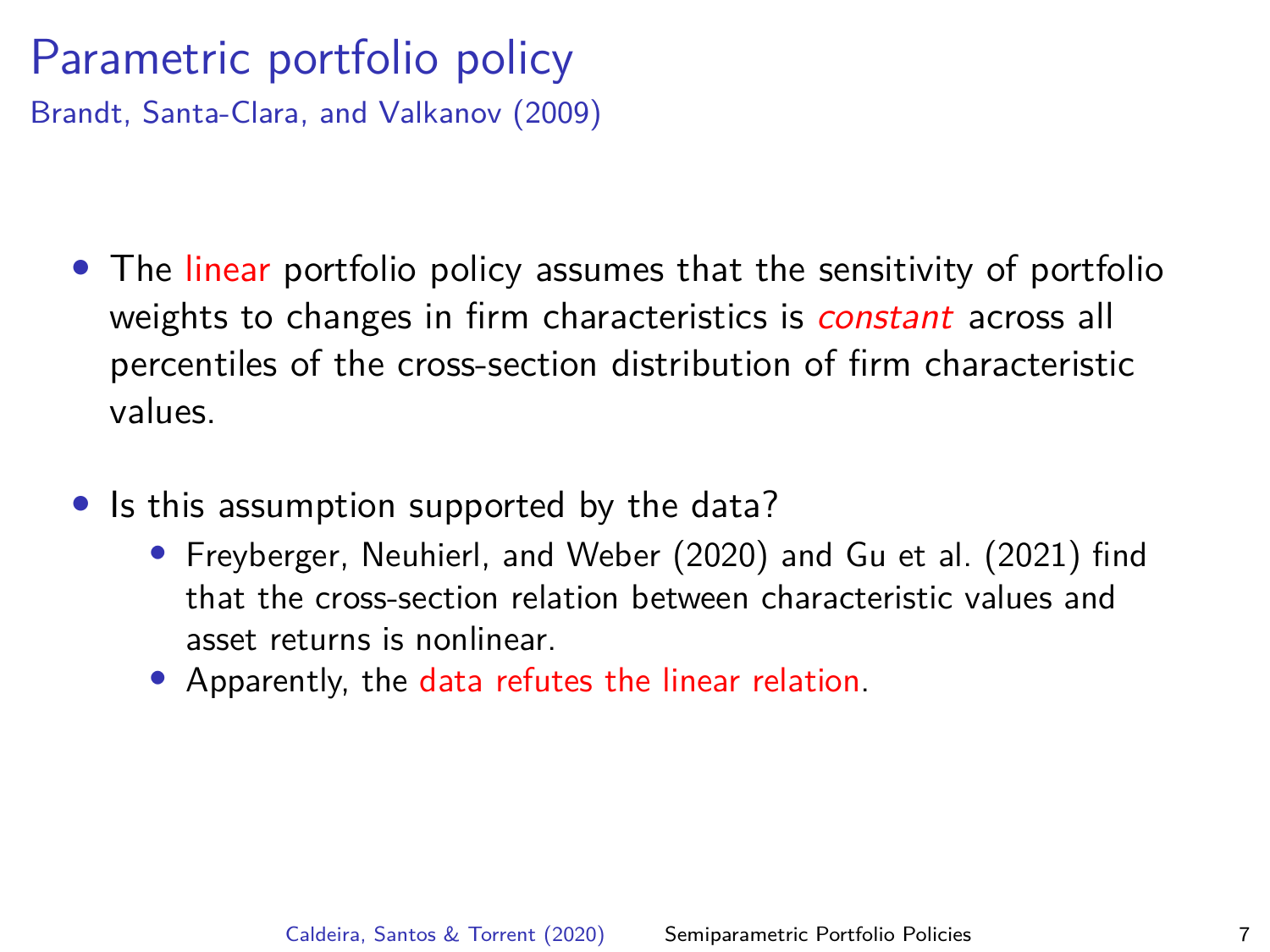# Parametric portfolio policy

Brandt, Santa-Clara, and Valkanov (2009)

- The linear portfolio policy assumes that the sensitivity of portfolio weights to changes in firm characteristics is *constant* across all percentiles of the cross-section distribution of firm characteristic values.

- Is this assumption supported by the data?
  - Freyberger, Neuhierl, and Weber (2020) and Gu et al. (2021) find that the cross-section relation between characteristic values and asset returns is nonlinear.
  - Apparently, the data refutes the linear relation.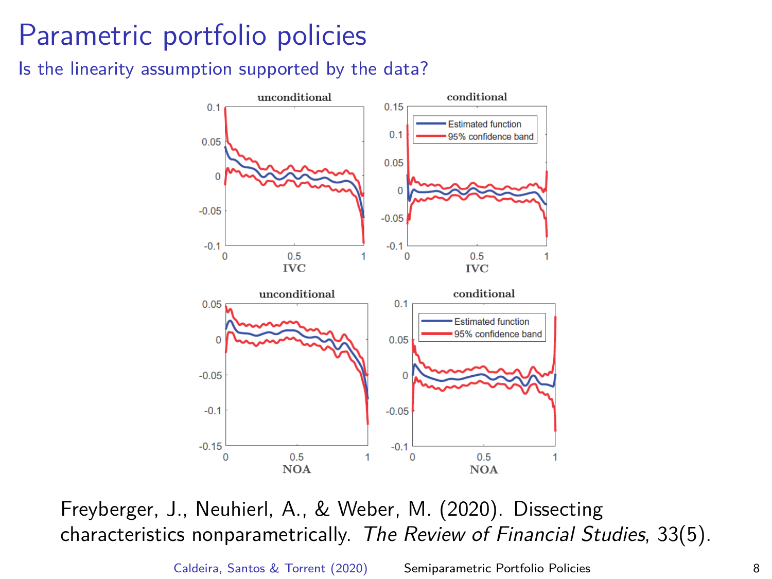# Parametric portfolio policies

## Is the linearity assumption supported by the data?

Freyberger, J., Neuhierl, A., & Weber, M. (2020). Dissecting characteristics nonparametrically. *The Review of Financial Studies*, 33(5).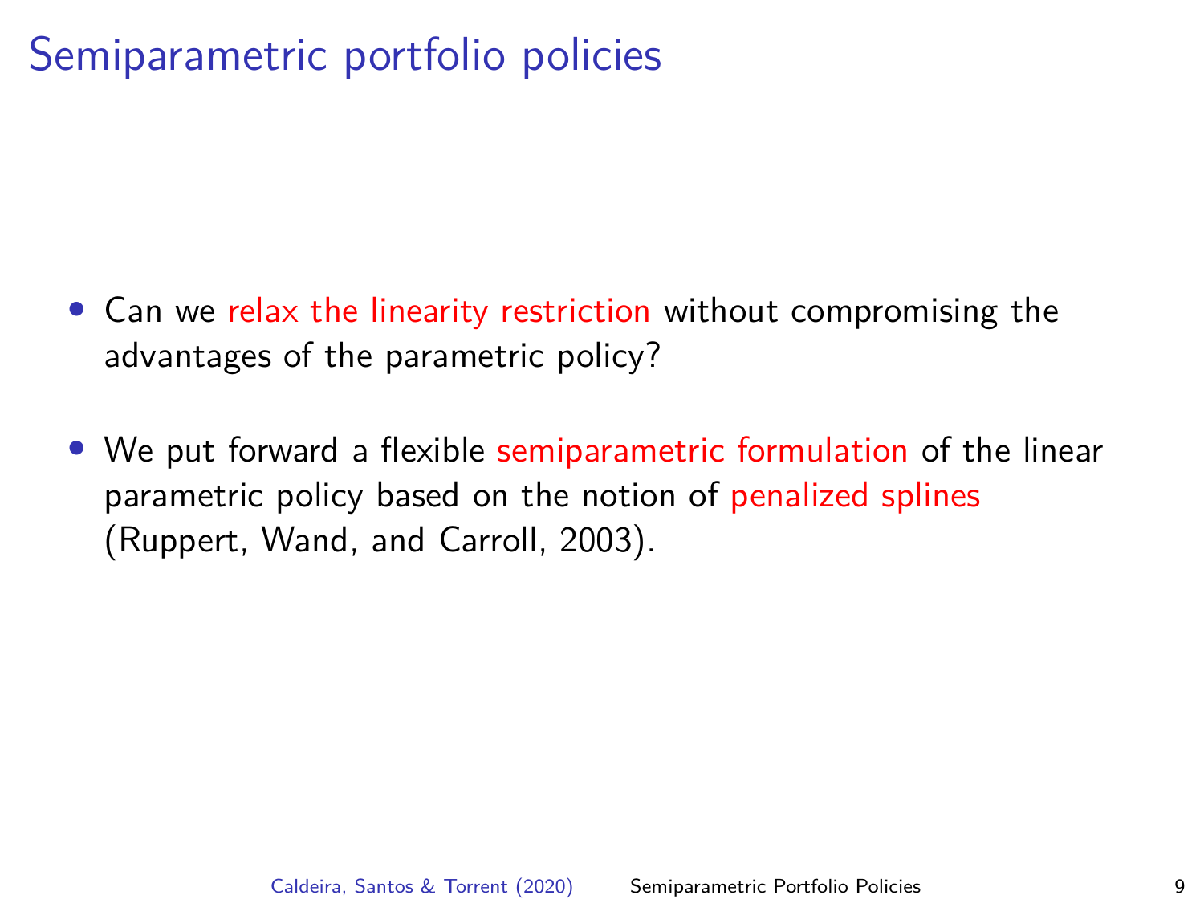# Semiparametric portfolio policies

- Can we relax the linearity restriction without compromising the advantages of the parametric policy?

- We put forward a flexible semiparametric formulation of the linear parametric policy based on the notion of penalized splines (Ruppert, Wand, and Carroll, 2003).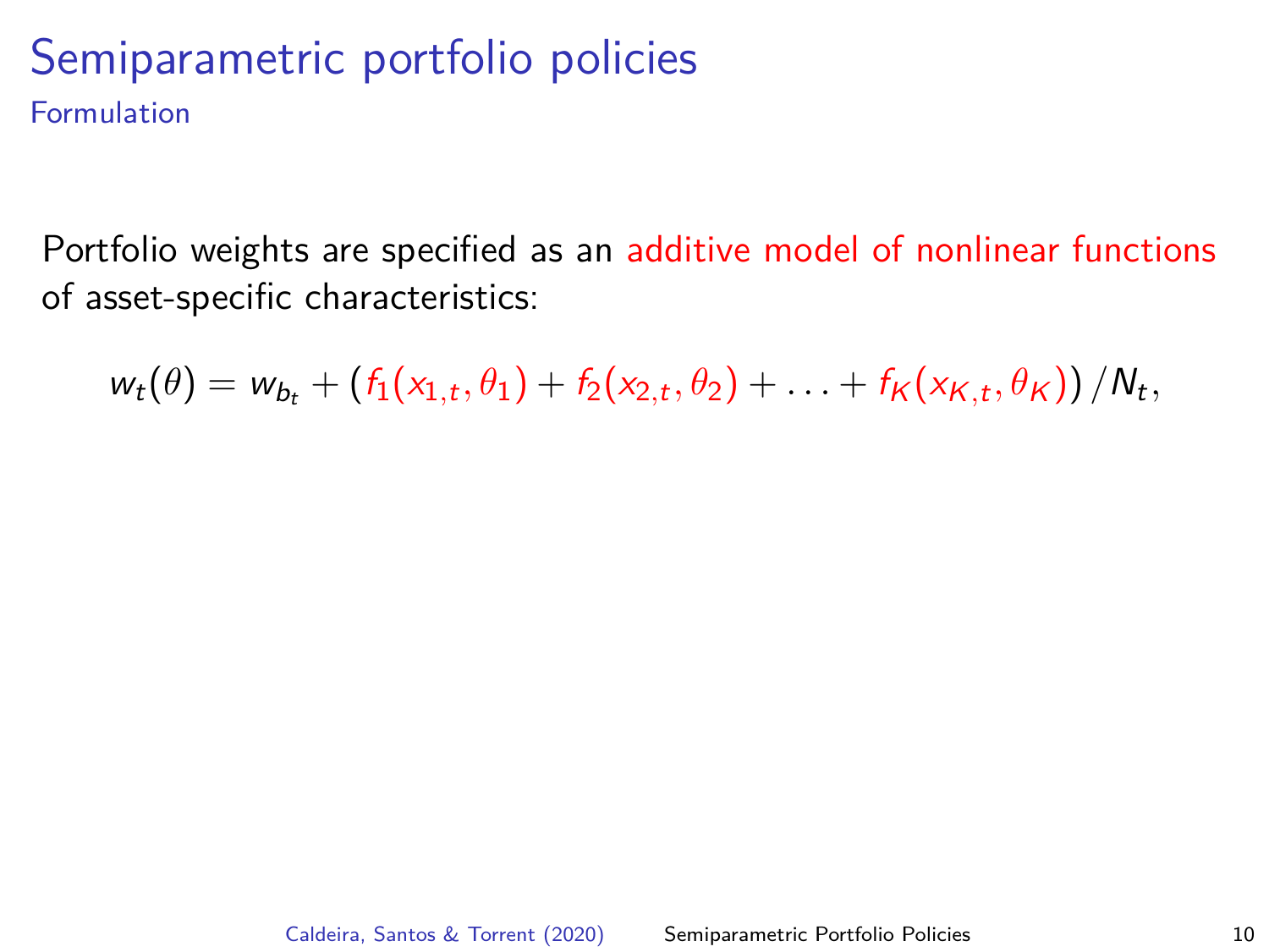# Semiparametric portfolio policies

## Formulation

Portfolio weights are specified as an additive model of nonlinear functions of asset-specific characteristics:

$$w_t(\theta) = w_{b_t} + \left(f_1(x_{1,t}, \theta_1) + f_2(x_{2,t}, \theta_2) + \ldots + f_K(x_{K,t}, \theta_K)\right)/N_t,$$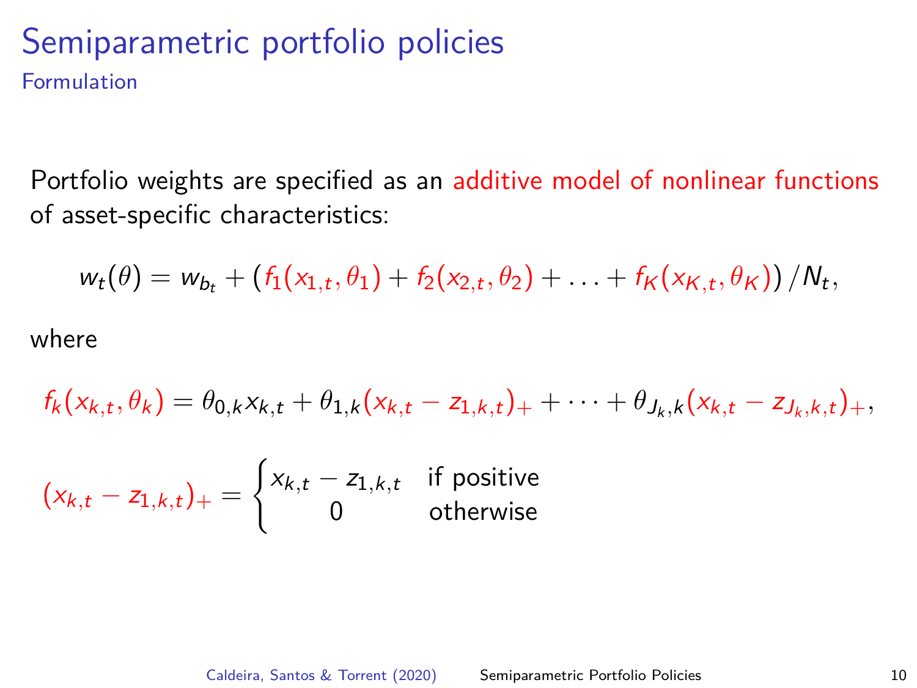# Semiparametric portfolio policies

## Formulation

Portfolio weights are specified as an additive model of nonlinear functions of asset-specific characteristics:

$$w_t(\theta) = w_{b_t} + \left(f_1(x_{1,t}, \theta_1) + f_2(x_{2,t}, \theta_2) + \ldots + f_K(x_{K,t}, \theta_K)\right)/N_t,$$

where

$$f_k(x_{k,t}, \theta_k) = \theta_{0,k} x_{k,t} + \theta_{1,k}(x_{k,t} - z_{1,k,t})_+ + \cdots + \theta_{J_k,k}(x_{k,t} - z_{J_k,k,t})_+,$$

$$(x_{k,t} - z_{1,k,t})_+ = \begin{cases} x_{k,t} - z_{1,k,t} & \text{if positive} \\ 0 & \text{otherwise} \end{cases}$$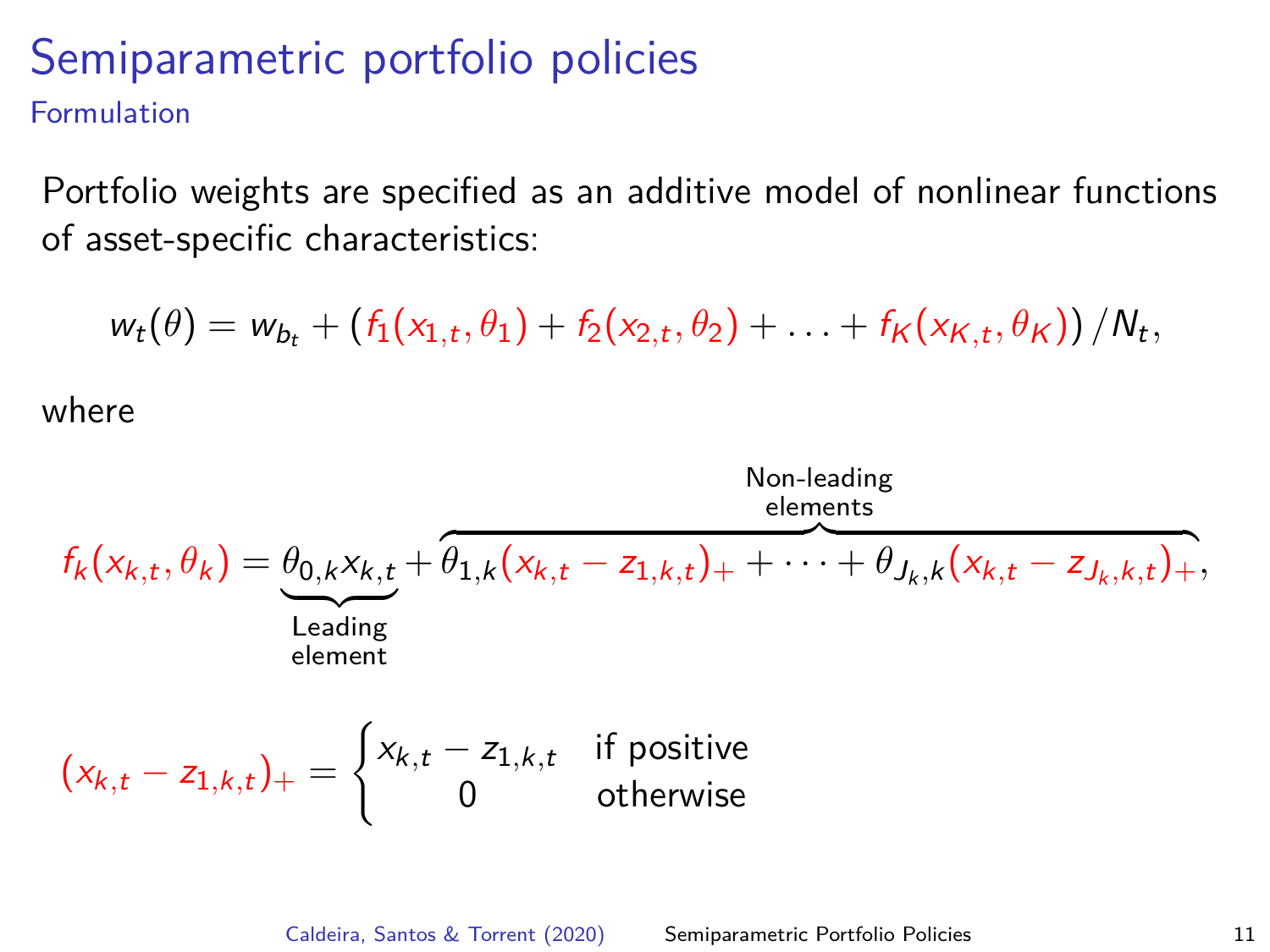# Semiparametric portfolio policies

## Formulation

Portfolio weights are specified as an additive model of nonlinear functions of asset-specific characteristics:

$$w_t(\theta) = w_{b_t} + \left( f_1(x_{1,t}, \theta_1) + f_2(x_{2,t}, \theta_2) + \ldots + f_K(x_{K,t}, \theta_K) \right) / N_t,$$

where

$$f_k(x_{k,t}, \theta_k) = \underbrace{\theta_{0,k} x_{k,t}}_{\substack{\text{Leading} \\ \text{element}}} + \overbrace{\theta_{1,k}(x_{k,t} - z_{1,k,t})_+ + \cdots + \theta_{J_k,k}(x_{k,t} - z_{J_k,k,t})_+}^{\substack{\text{Non-leading} \\ \text{elements}}},$$

$$(x_{k,t} - z_{1,k,t})_+ = \begin{cases} x_{k,t} - z_{1,k,t} & \text{if positive} \\ 0 & \text{otherwise} \end{cases}$$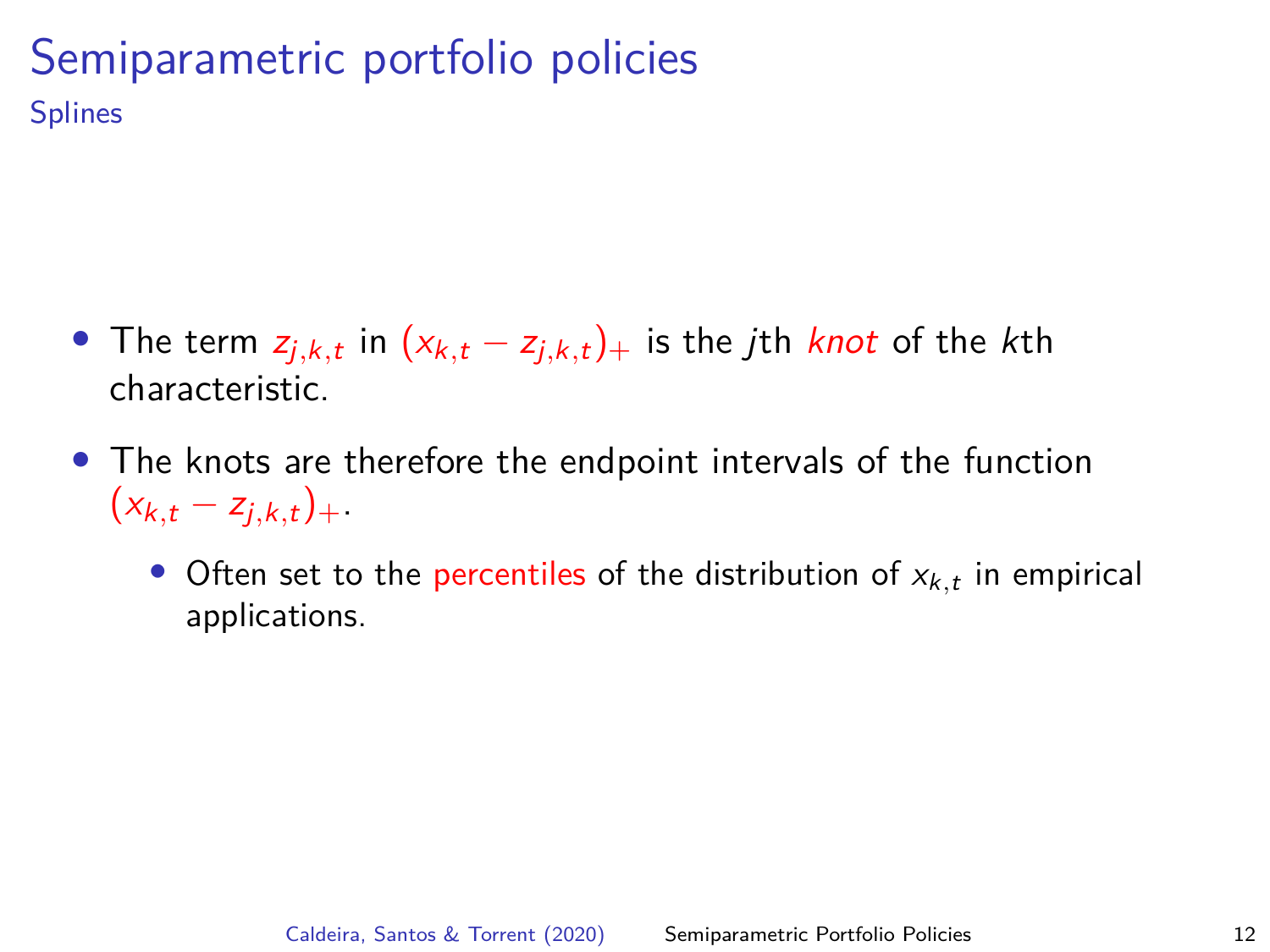# Semiparametric portfolio policies

## Splines

- The term $z_{j,k,t}$ in $(x_{k,t} - z_{j,k,t})_+$ is the $j$th *knot* of the $k$th characteristic.
- The knots are therefore the endpoint intervals of the function $(x_{k,t} - z_{j,k,t})_+$.
  - Often set to the percentiles of the distribution of $x_{k,t}$ in empirical applications.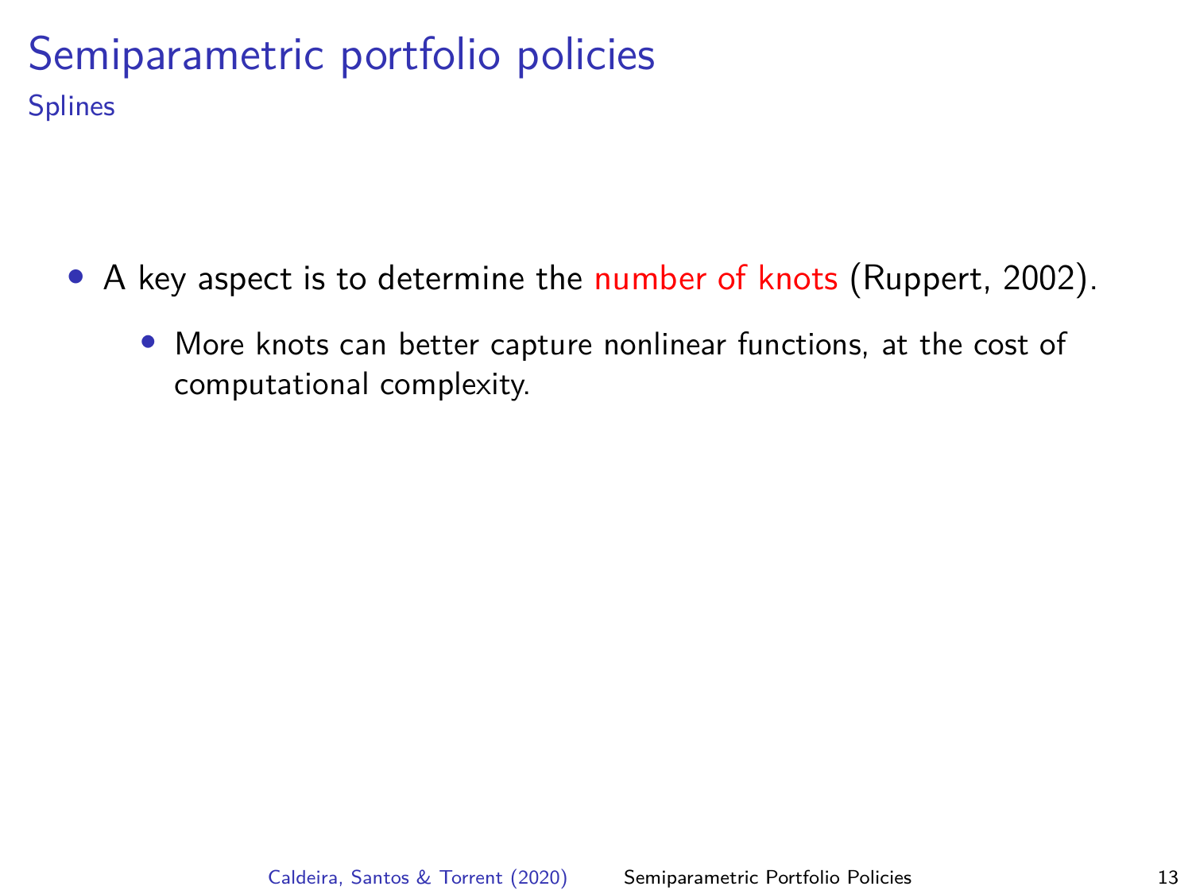# Semiparametric portfolio policies

## Splines

- A key aspect is to determine the number of knots (Ruppert, 2002).
  - More knots can better capture nonlinear functions, at the cost of computational complexity.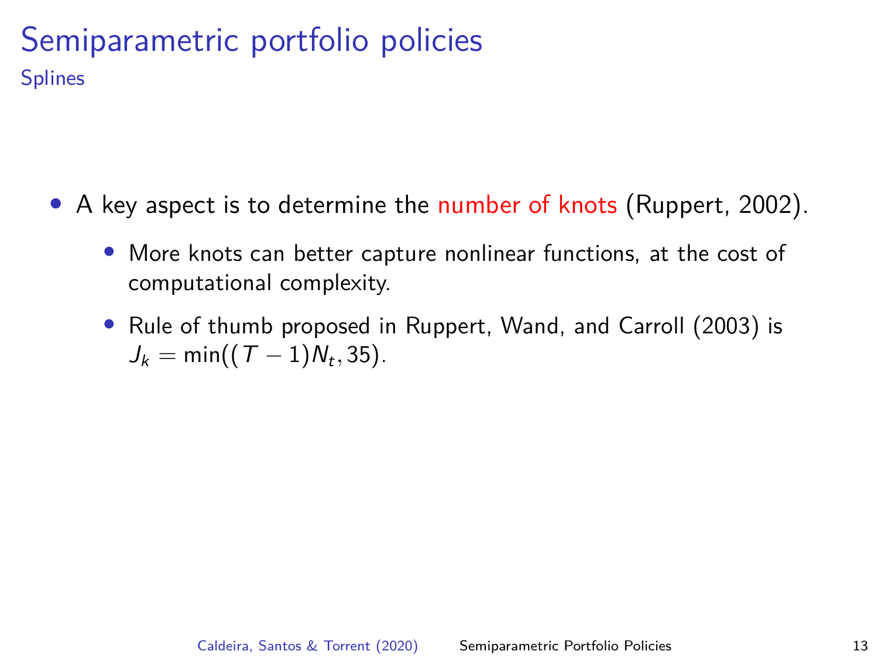# Semiparametric portfolio policies

## Splines

- A key aspect is to determine the number of knots (Ruppert, 2002).
  - More knots can better capture nonlinear functions, at the cost of computational complexity.
  - Rule of thumb proposed in Ruppert, Wand, and Carroll (2003) is $J_k = \min((T-1)N_t, 35)$.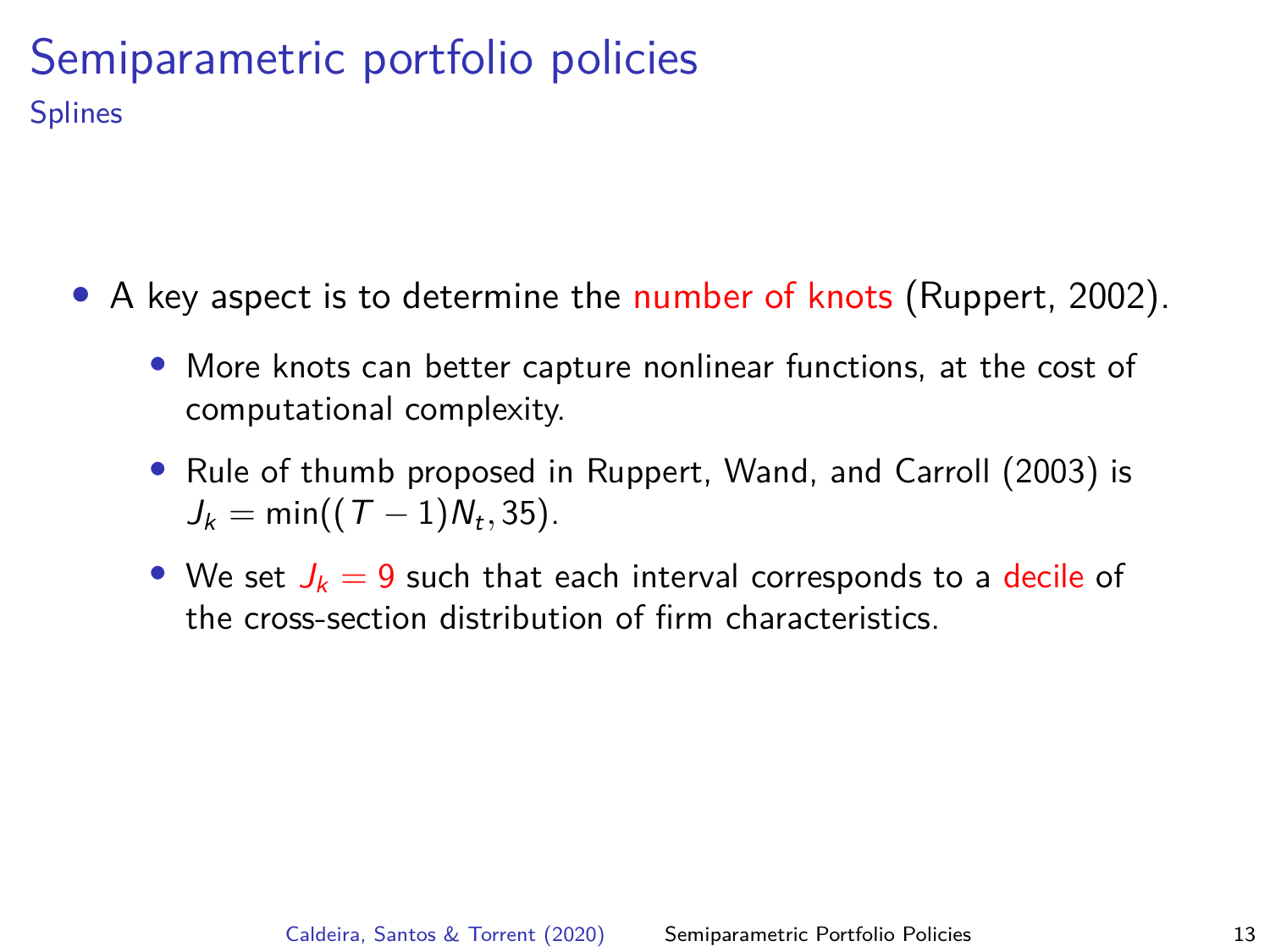# Semiparametric portfolio policies

## Splines

- A key aspect is to determine the number of knots (Ruppert, 2002).
  - More knots can better capture nonlinear functions, at the cost of computational complexity.
  - Rule of thumb proposed in Ruppert, Wand, and Carroll (2003) is $J_k = \min((T-1)N_t, 35)$.
  - We set $J_k = 9$ such that each interval corresponds to a decile of the cross-section distribution of firm characteristics.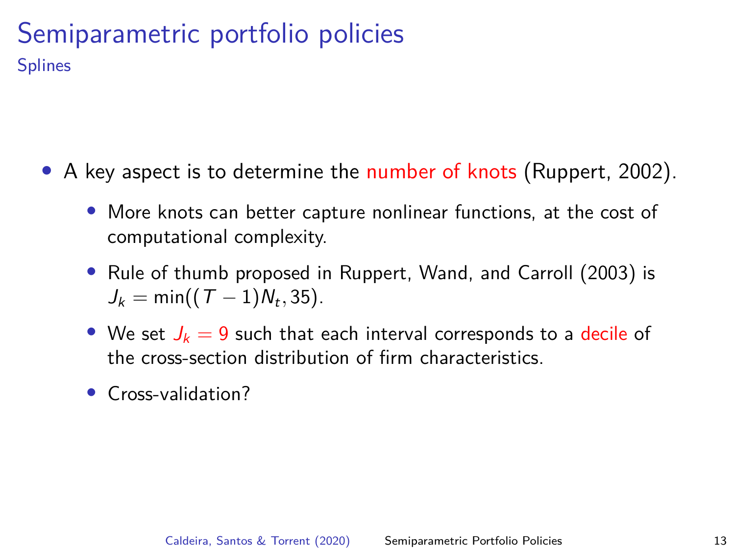# Semiparametric portfolio policies

## Splines

- A key aspect is to determine the number of knots (Ruppert, 2002).
  - More knots can better capture nonlinear functions, at the cost of computational complexity.
  - Rule of thumb proposed in Ruppert, Wand, and Carroll (2003) is $J_k = \min((T-1)N_t, 35)$.
  - We set $J_k = 9$ such that each interval corresponds to a decile of the cross-section distribution of firm characteristics.
  - Cross-validation?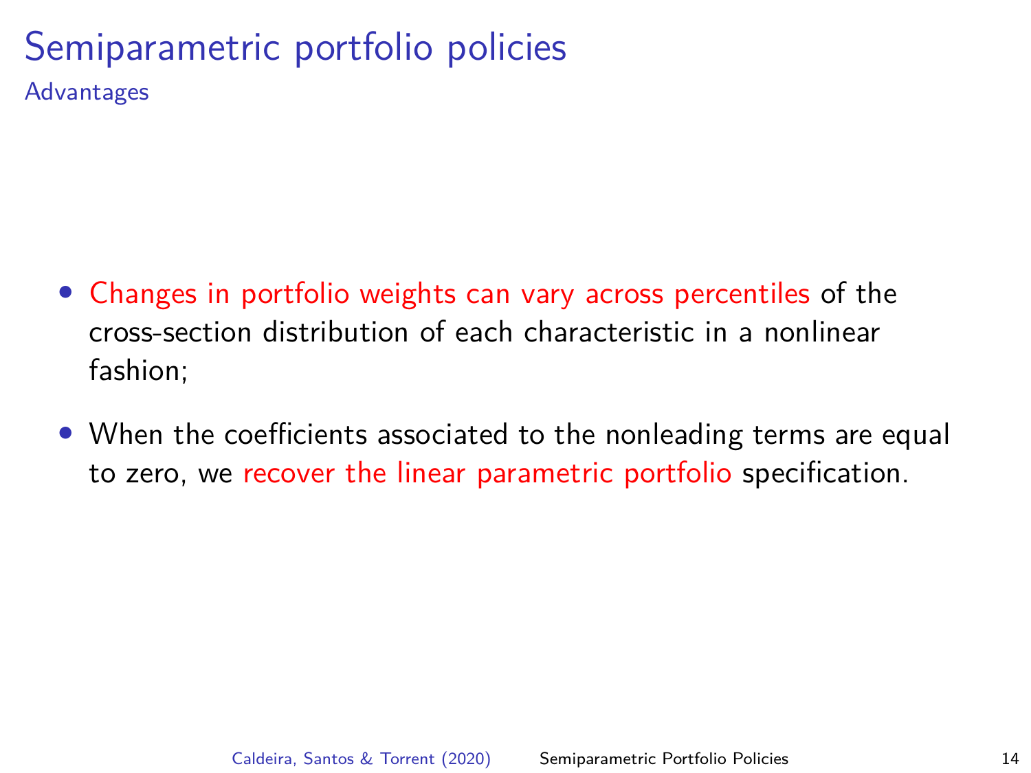# Semiparametric portfolio policies

## Advantages

- Changes in portfolio weights can vary across percentiles of the cross-section distribution of each characteristic in a nonlinear fashion;
- When the coefficients associated to the nonleading terms are equal to zero, we recover the linear parametric portfolio specification.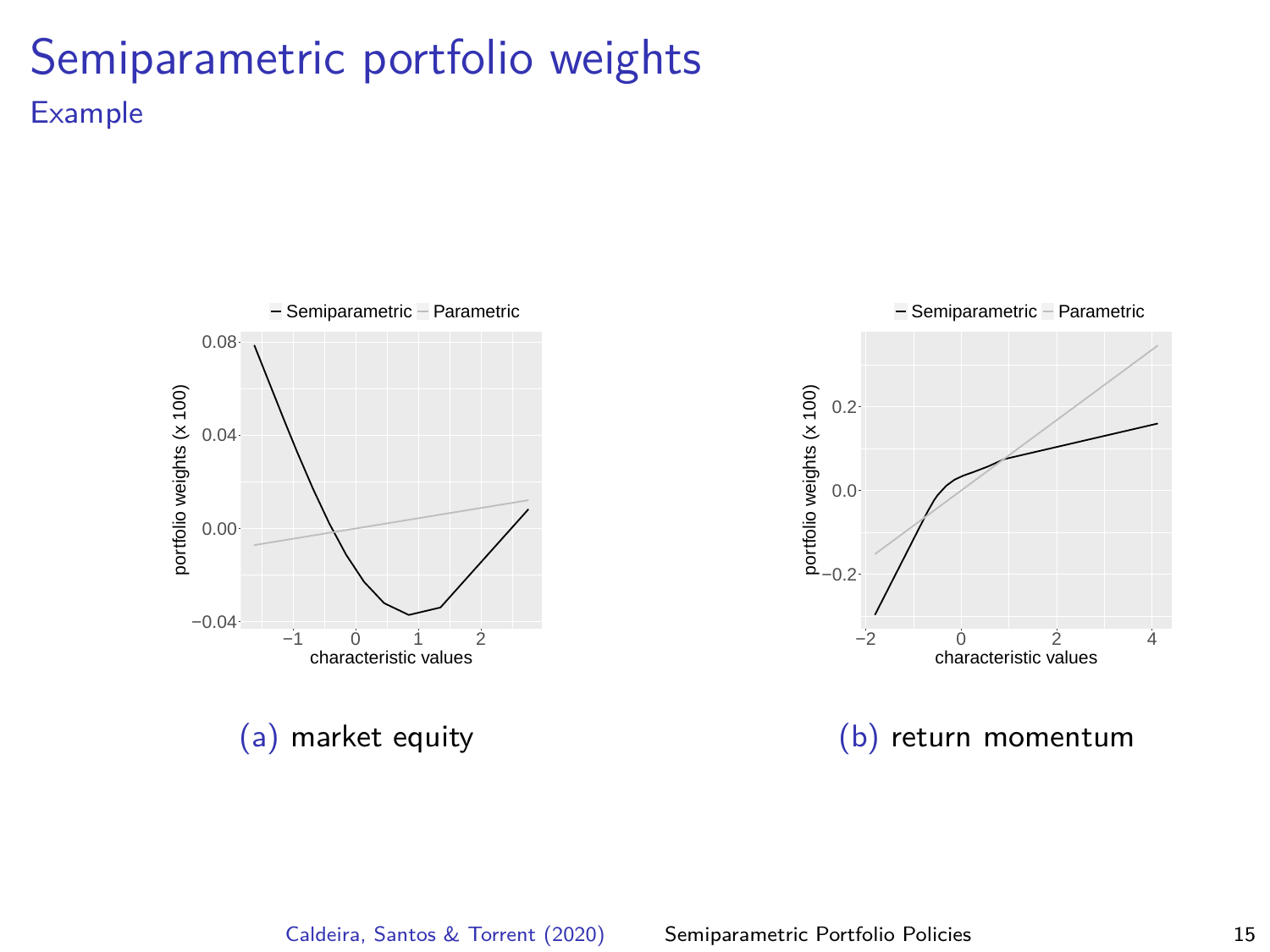# Semiparametric portfolio weights

## Example

(a) market equity

(b) return momentum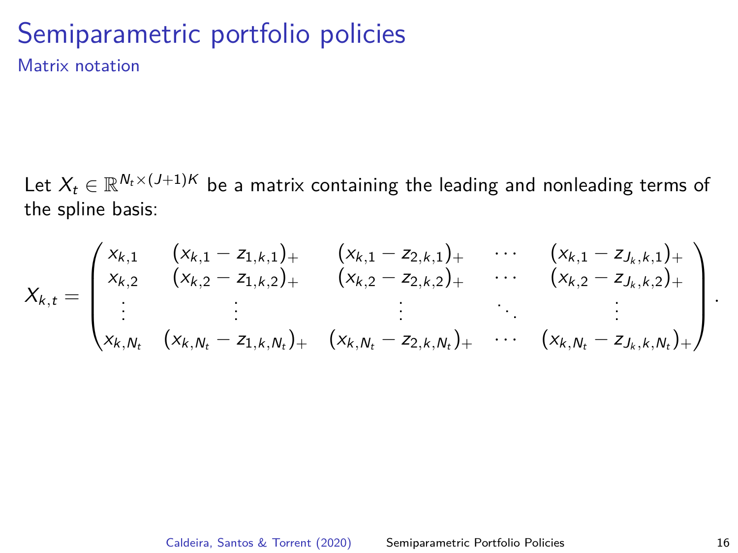# Semiparametric portfolio policies

## Matrix notation

Let $X_t \in \mathbb{R}^{N_t \times (J+1)K}$ be a matrix containing the leading and nonleading terms of the spline basis:

$$
X_{k,t} = \begin{pmatrix}
x_{k,1} & (x_{k,1} - z_{1,k,1})_+ & (x_{k,1} - z_{2,k,1})_+ & \cdots & (x_{k,1} - z_{J_k,k,1})_+ \\
x_{k,2} & (x_{k,2} - z_{1,k,2})_+ & (x_{k,2} - z_{2,k,2})_+ & \cdots & (x_{k,2} - z_{J_k,k,2})_+ \\
\vdots & \vdots & \vdots & \ddots & \vdots \\
x_{k,N_t} & (x_{k,N_t} - z_{1,k,N_t})_+ & (x_{k,N_t} - z_{2,k,N_t})_+ & \cdots & (x_{k,N_t} - z_{J_k,k,N_t})_+
\end{pmatrix}.
$$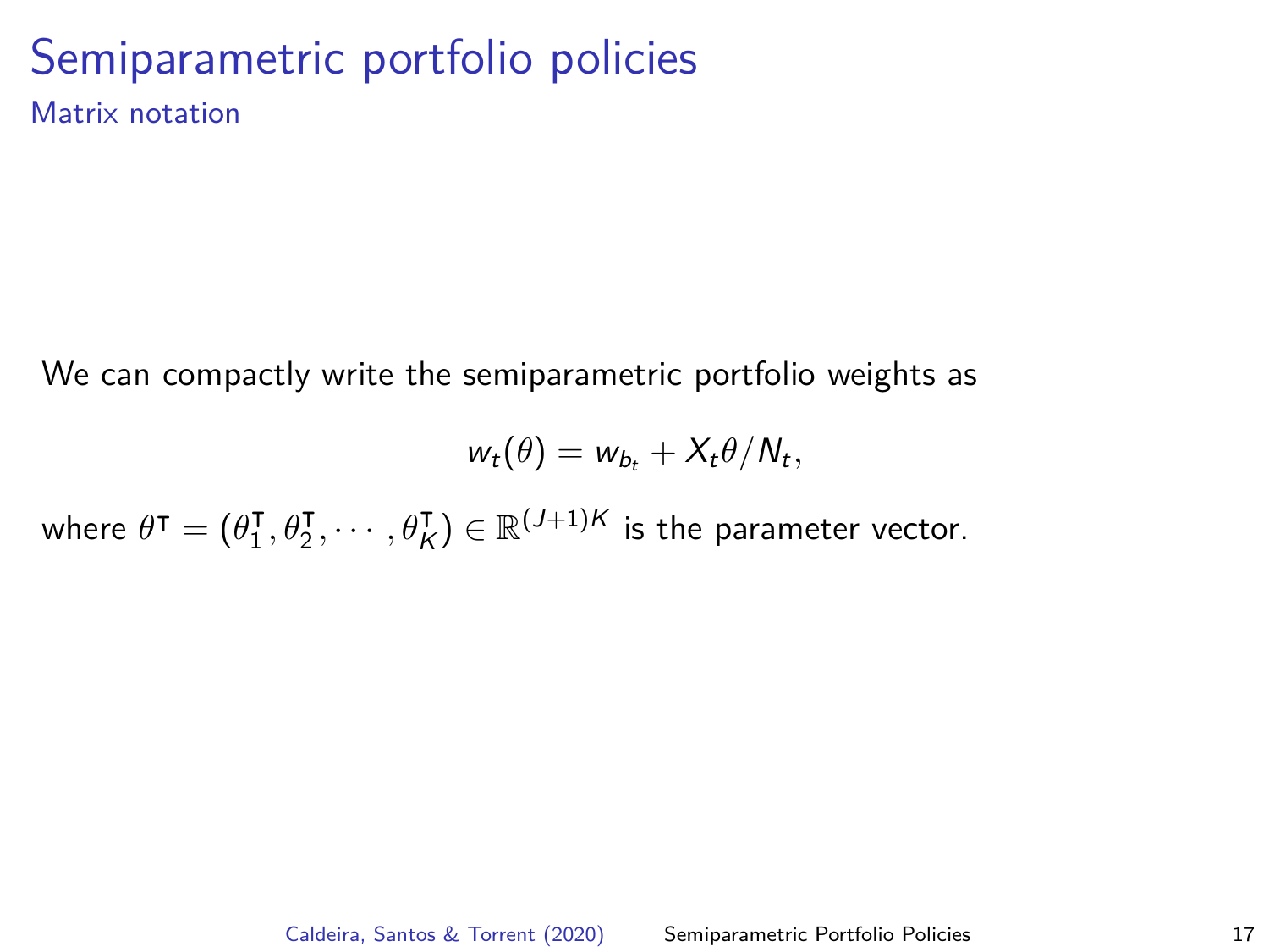# Semiparametric portfolio policies

## Matrix notation

We can compactly write the semiparametric portfolio weights as

$$w_t(\theta) = w_{b_t} + X_t\theta/N_t,$$

where $\theta^\intercal = (\theta_1^\intercal, \theta_2^\intercal, \cdots, \theta_K^\intercal) \in \mathbb{R}^{(J+1)K}$ is the parameter vector.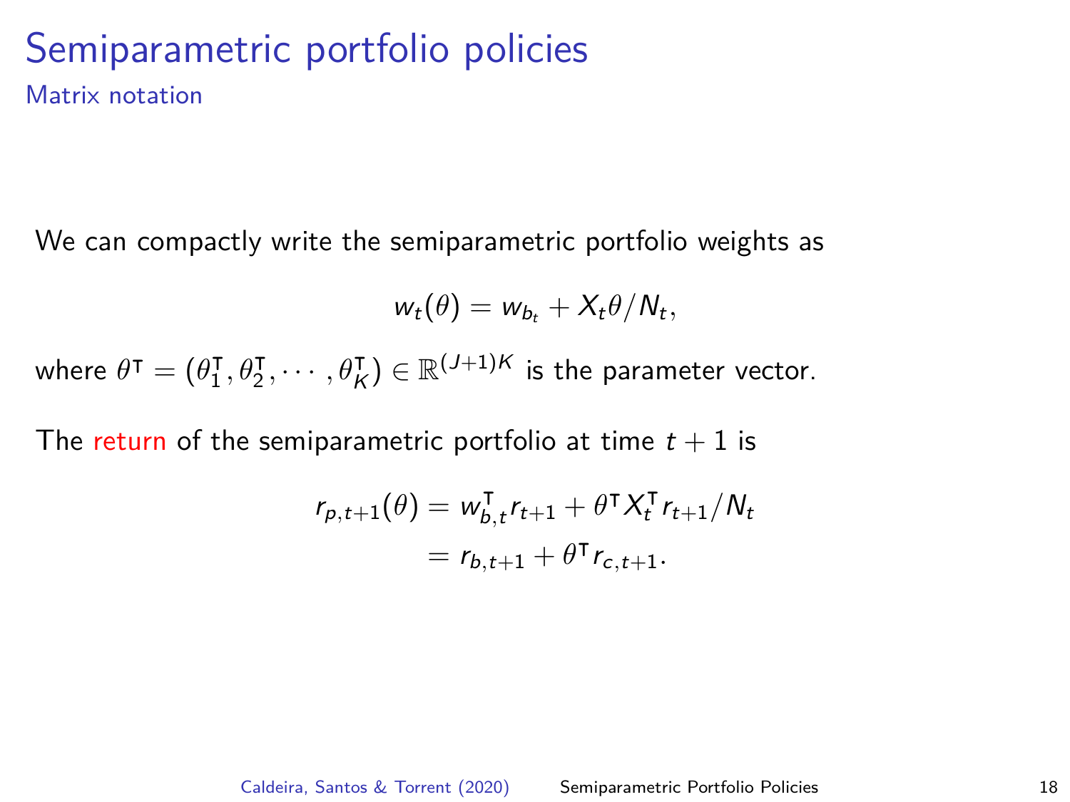# Semiparametric portfolio policies

## Matrix notation

We can compactly write the semiparametric portfolio weights as

$$w_t(\theta) = w_{b_t} + X_t\theta/N_t,$$

where $\theta^\intercal = (\theta_1^\intercal, \theta_2^\intercal, \cdots, \theta_K^\intercal) \in \mathbb{R}^{(J+1)K}$ is the parameter vector.

The return of the semiparametric portfolio at time $t+1$ is

$$\begin{aligned} r_{p,t+1}(\theta) &= w_{b,t}^\intercal r_{t+1} + \theta^\intercal X_t^\intercal r_{t+1}/N_t \\ &= r_{b,t+1} + \theta^\intercal r_{c,t+1}. \end{aligned}$$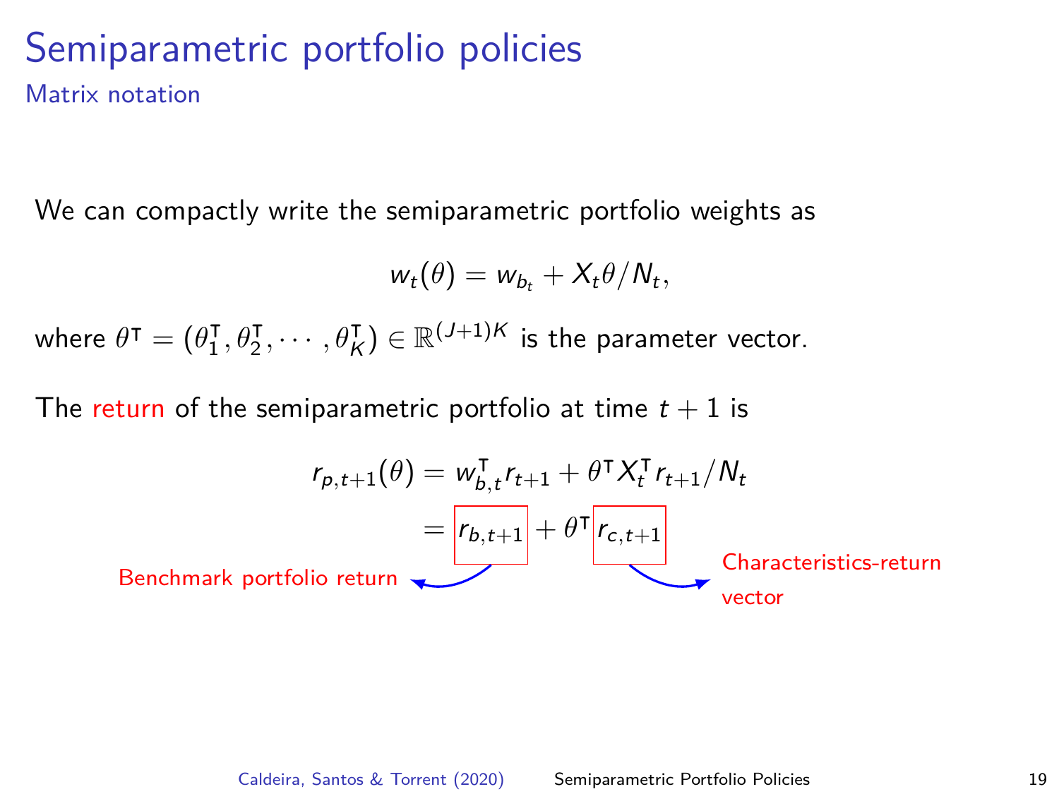# Semiparametric portfolio policies

## Matrix notation

We can compactly write the semiparametric portfolio weights as

$$w_t(\theta) = w_{b_t} + X_t\theta/N_t,$$

where $\theta^\intercal = (\theta_1^\intercal, \theta_2^\intercal, \cdots, \theta_K^\intercal) \in \mathbb{R}^{(J+1)K}$ is the parameter vector.

The return of the semiparametric portfolio at time $t+1$ is

$$\begin{aligned} r_{p,t+1}(\theta) &= w_{b,t}^\intercal r_{t+1} + \theta^\intercal X_t^\intercal r_{t+1}/N_t \\ &= \boxed{r_{b,t+1}} + \theta^\intercal \boxed{r_{c,t+1}} \end{aligned}$$

Benchmark portfolio return ($r_{b,t+1}$)

Characteristics-return vector ($r_{c,t+1}$)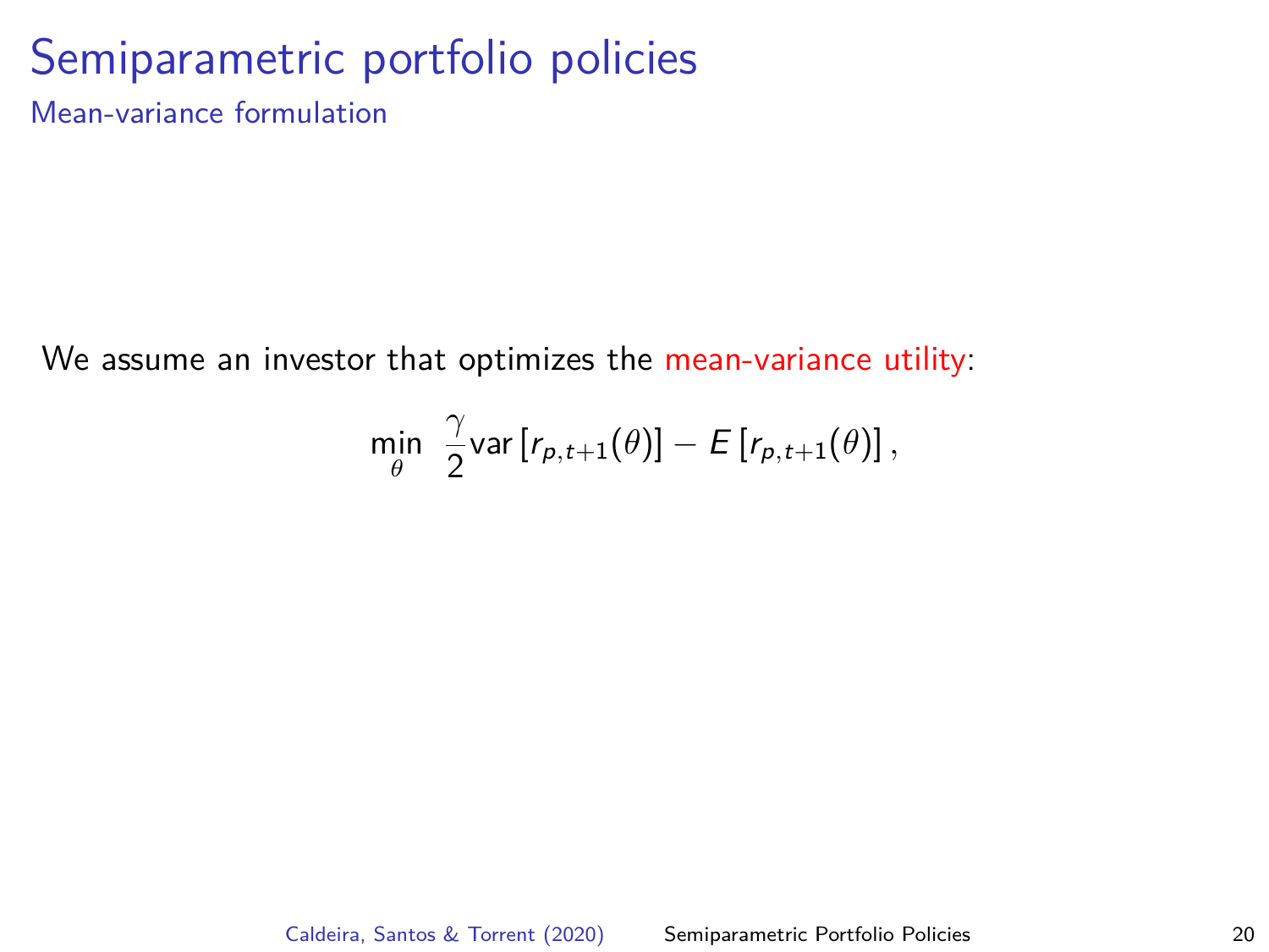# Semiparametric portfolio policies

## Mean-variance formulation

We assume an investor that optimizes the mean-variance utility:

$$\min_{\theta} \ \frac{\gamma}{2} \text{var}\left[r_{p,t+1}(\theta)\right] - E\left[r_{p,t+1}(\theta)\right],$$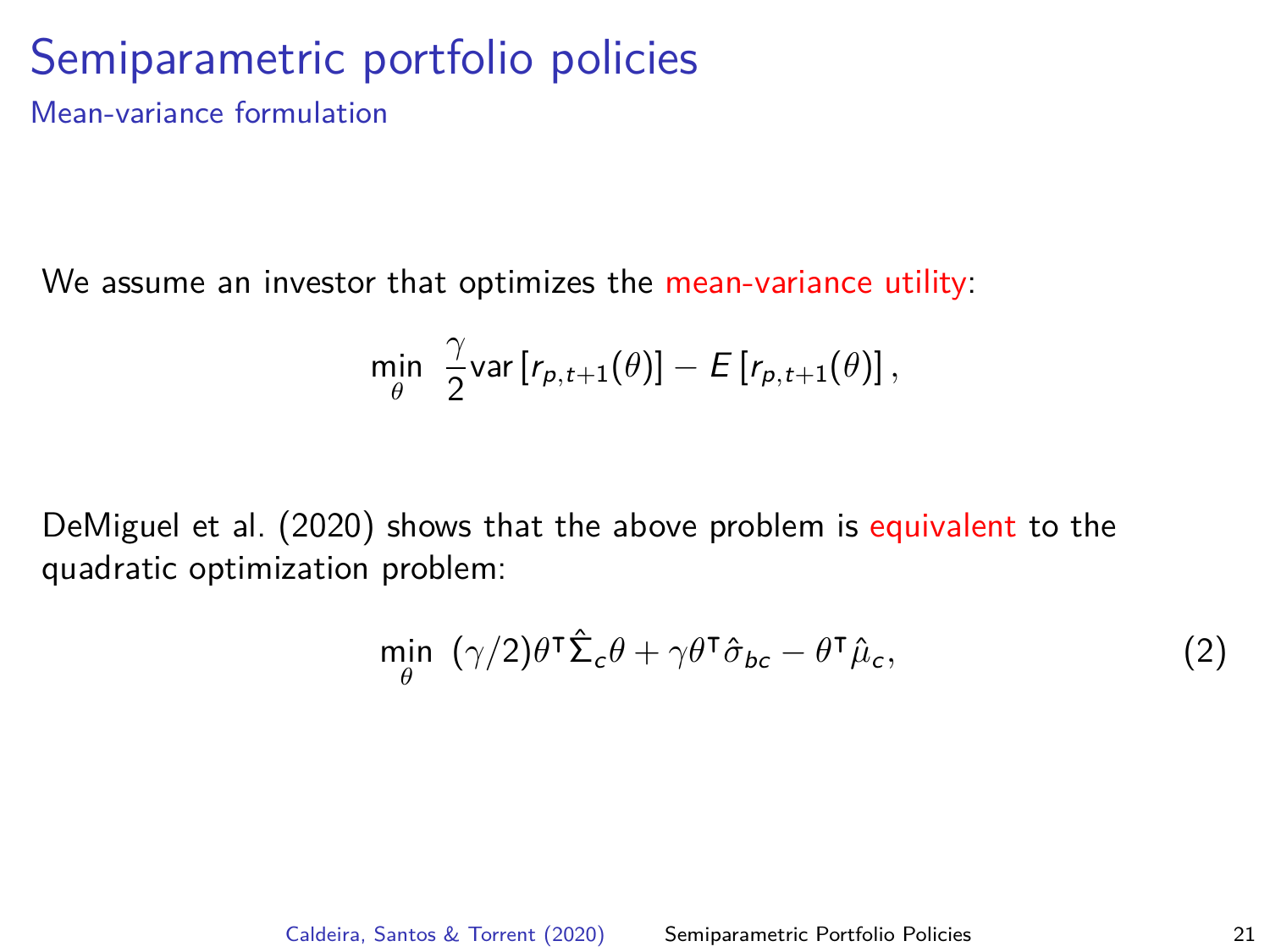# Semiparametric portfolio policies

## Mean-variance formulation

We assume an investor that optimizes the mean-variance utility:

$$\min_{\theta} \; \frac{\gamma}{2}\text{var}\left[r_{p,t+1}(\theta)\right] - E\left[r_{p,t+1}(\theta)\right],$$

DeMiguel et al. (2020) shows that the above problem is equivalent to the quadratic optimization problem:

$$\min_{\theta} \; (\gamma/2)\theta^{\intercal}\hat{\Sigma}_c\theta + \gamma\theta^{\intercal}\hat{\sigma}_{bc} - \theta^{\intercal}\hat{\mu}_c, \tag{2}$$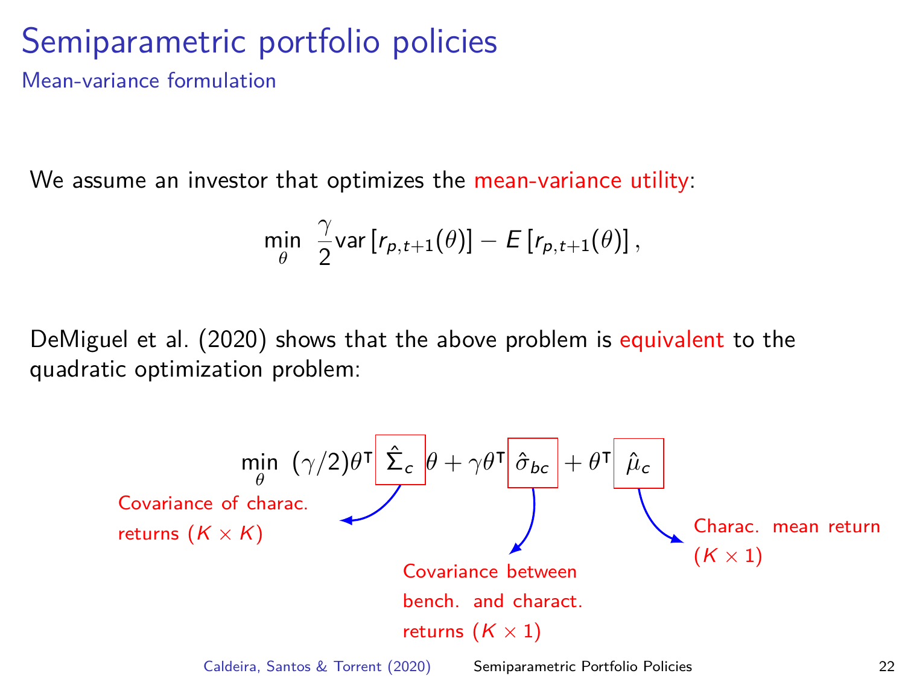# Semiparametric portfolio policies

## Mean-variance formulation

We assume an investor that optimizes the mean-variance utility:

$$\min_{\theta} \ \frac{\gamma}{2}\text{var}\left[r_{p,t+1}(\theta)\right] - E\left[r_{p,t+1}(\theta)\right],$$

DeMiguel et al. (2020) shows that the above problem is equivalent to the quadratic optimization problem:

$$\min_{\theta} \ (\gamma/2)\theta^{\intercal} \hat{\Sigma}_c \theta + \gamma\theta^{\intercal} \hat{\sigma}_{bc} + \theta^{\intercal} \hat{\mu}_c$$

- $\hat{\Sigma}_c$: Covariance of charac. returns ($K \times K$)
- $\hat{\sigma}_{bc}$: Covariance between bench. and charact. returns ($K \times 1$)
- $\hat{\mu}_c$: Charac. mean return ($K \times 1$)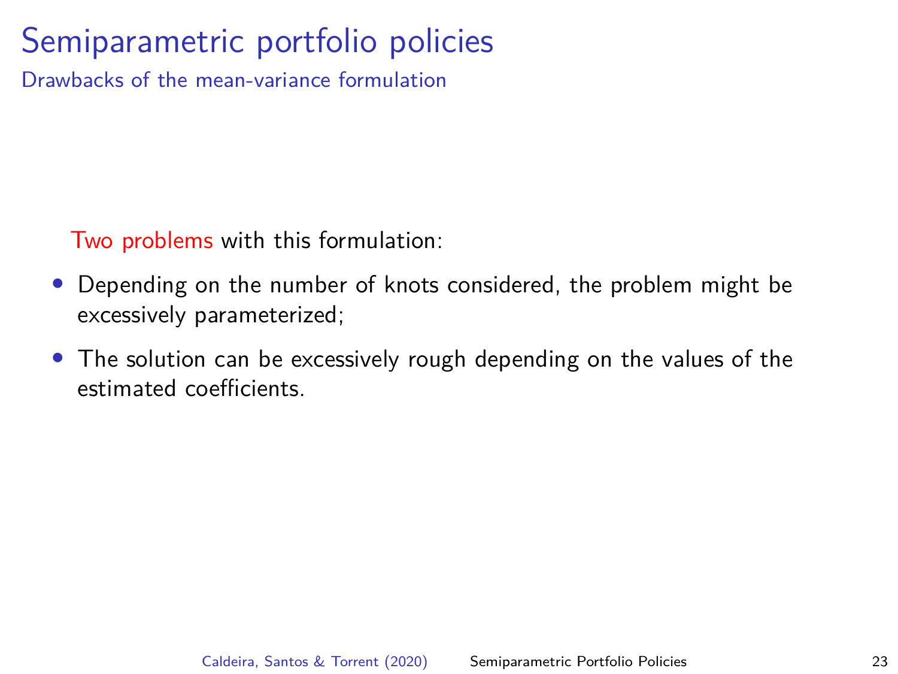# Semiparametric portfolio policies

## Drawbacks of the mean-variance formulation

Two problems with this formulation:

- Depending on the number of knots considered, the problem might be excessively parameterized;
- The solution can be excessively rough depending on the values of the estimated coefficients.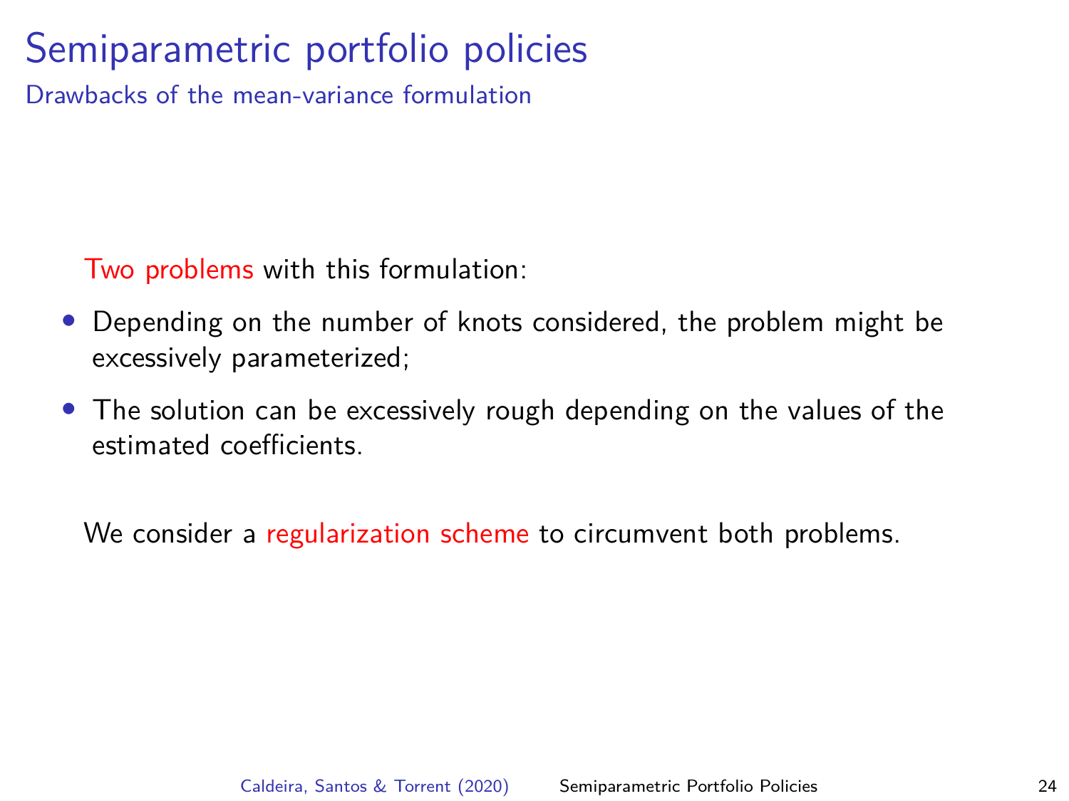# Semiparametric portfolio policies

## Drawbacks of the mean-variance formulation

Two problems with this formulation:

- Depending on the number of knots considered, the problem might be excessively parameterized;
- The solution can be excessively rough depending on the values of the estimated coefficients.

We consider a regularization scheme to circumvent both problems.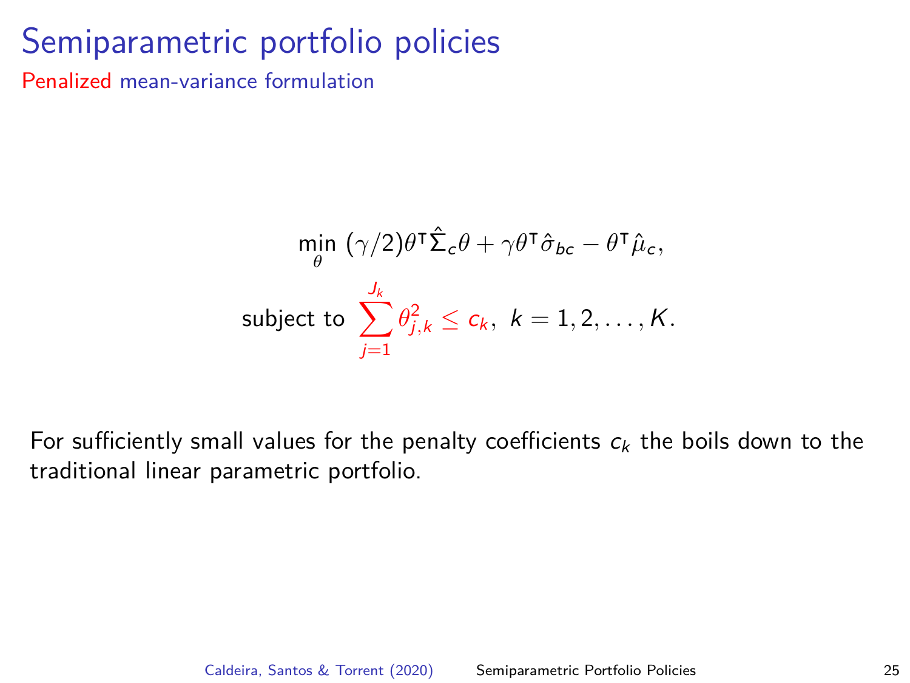# Semiparametric portfolio policies

## Penalized mean-variance formulation

$$\min_{\theta} \; (\gamma/2)\theta^{\intercal}\hat{\Sigma}_c\theta + \gamma\theta^{\intercal}\hat{\sigma}_{bc} - \theta^{\intercal}\hat{\mu}_c,$$

$$\text{subject to } \sum_{j=1}^{J_k} \theta_{j,k}^2 \leq c_k, \; k = 1, 2, \ldots, K.$$

For sufficiently small values for the penalty coefficients $c_k$ the boils down to the traditional linear parametric portfolio.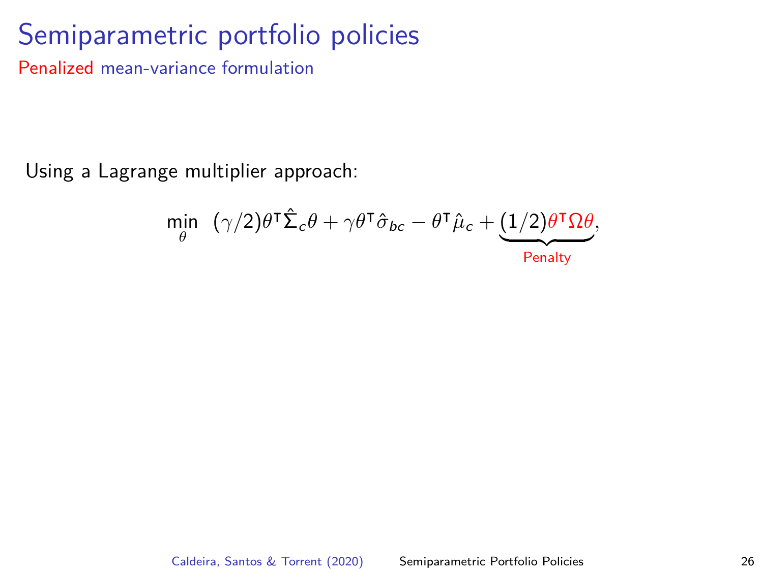# Semiparametric portfolio policies

## Penalized mean-variance formulation

Using a Lagrange multiplier approach:

$$\min_{\theta} \; (\gamma/2)\theta^{\intercal}\hat{\Sigma}_c\theta + \gamma\theta^{\intercal}\hat{\sigma}_{bc} - \theta^{\intercal}\hat{\mu}_c + \underbrace{(1/2)\theta^{\intercal}\Omega\theta}_{\text{Penalty}},$$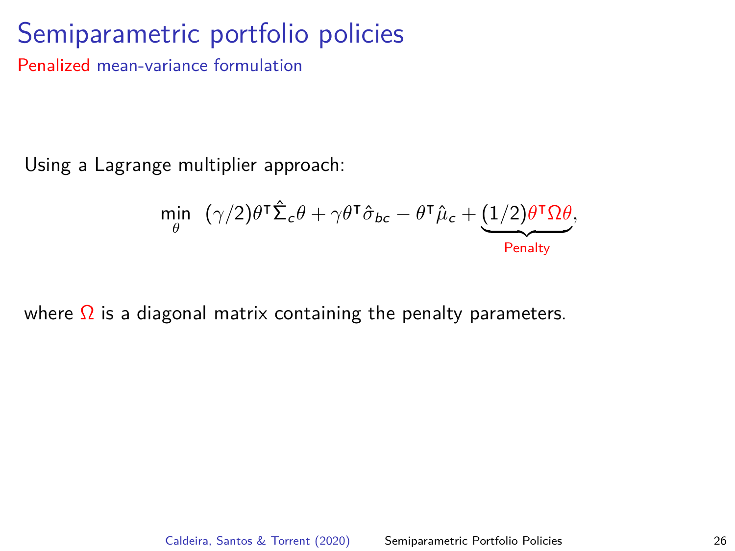# Semiparametric portfolio policies

## Penalized mean-variance formulation

Using a Lagrange multiplier approach:

$$\min_{\theta} \ (\gamma/2)\theta^{\intercal}\hat{\Sigma}_c\theta + \gamma\theta^{\intercal}\hat{\sigma}_{bc} - \theta^{\intercal}\hat{\mu}_c + \underbrace{(1/2)\theta^{\intercal}\Omega\theta}_{\text{Penalty}},$$

where $\Omega$ is a diagonal matrix containing the penalty parameters.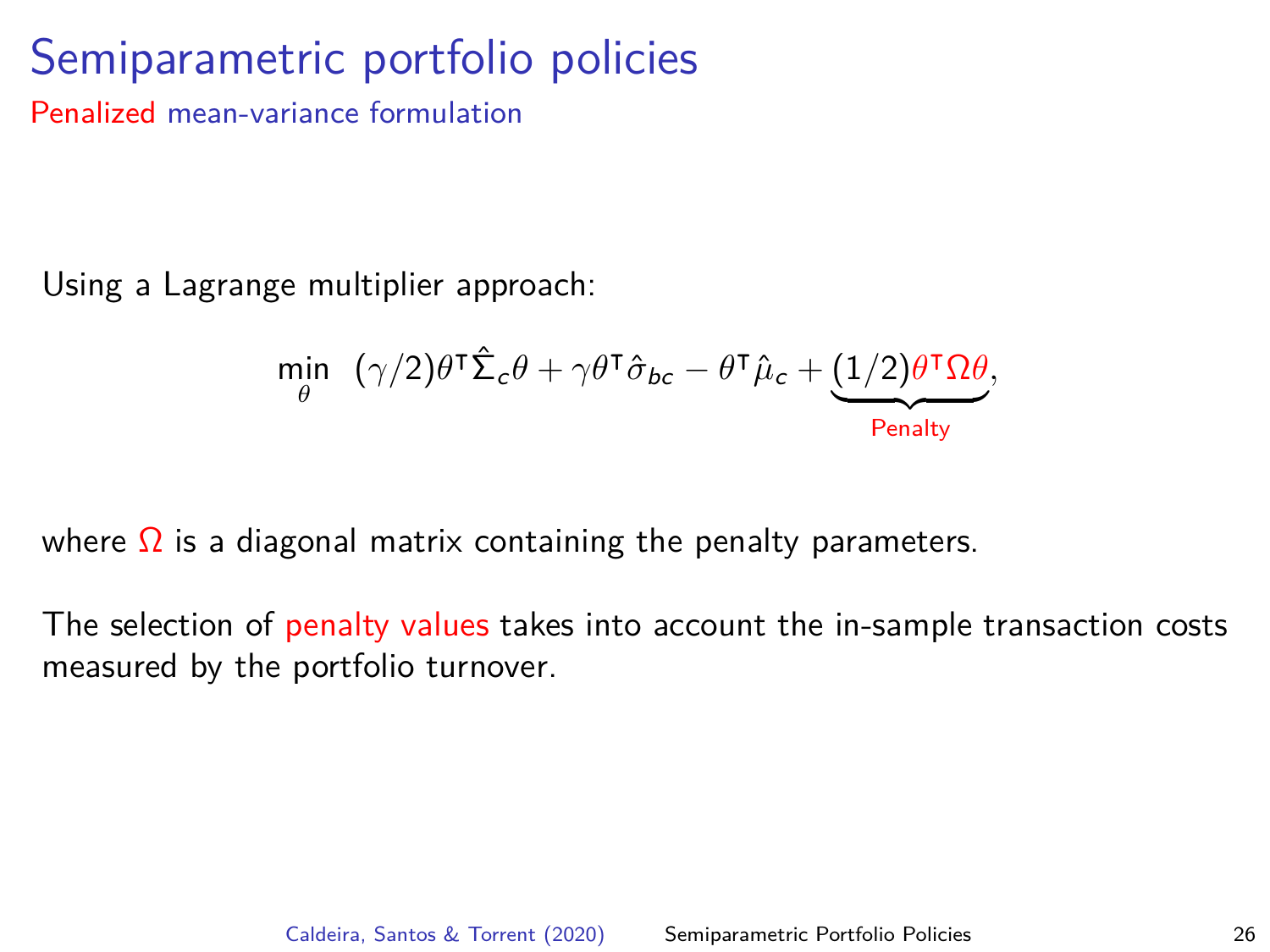# Semiparametric portfolio policies

## Penalized mean-variance formulation

Using a Lagrange multiplier approach:

$$\min_{\theta} \;\; (\gamma/2)\theta^\intercal \hat{\Sigma}_c \theta + \gamma \theta^\intercal \hat{\sigma}_{bc} - \theta^\intercal \hat{\mu}_c + \underbrace{(1/2)\theta^\intercal \Omega \theta}_{\text{Penalty}},$$

where $\Omega$ is a diagonal matrix containing the penalty parameters.

The selection of penalty values takes into account the in-sample transaction costs measured by the portfolio turnover.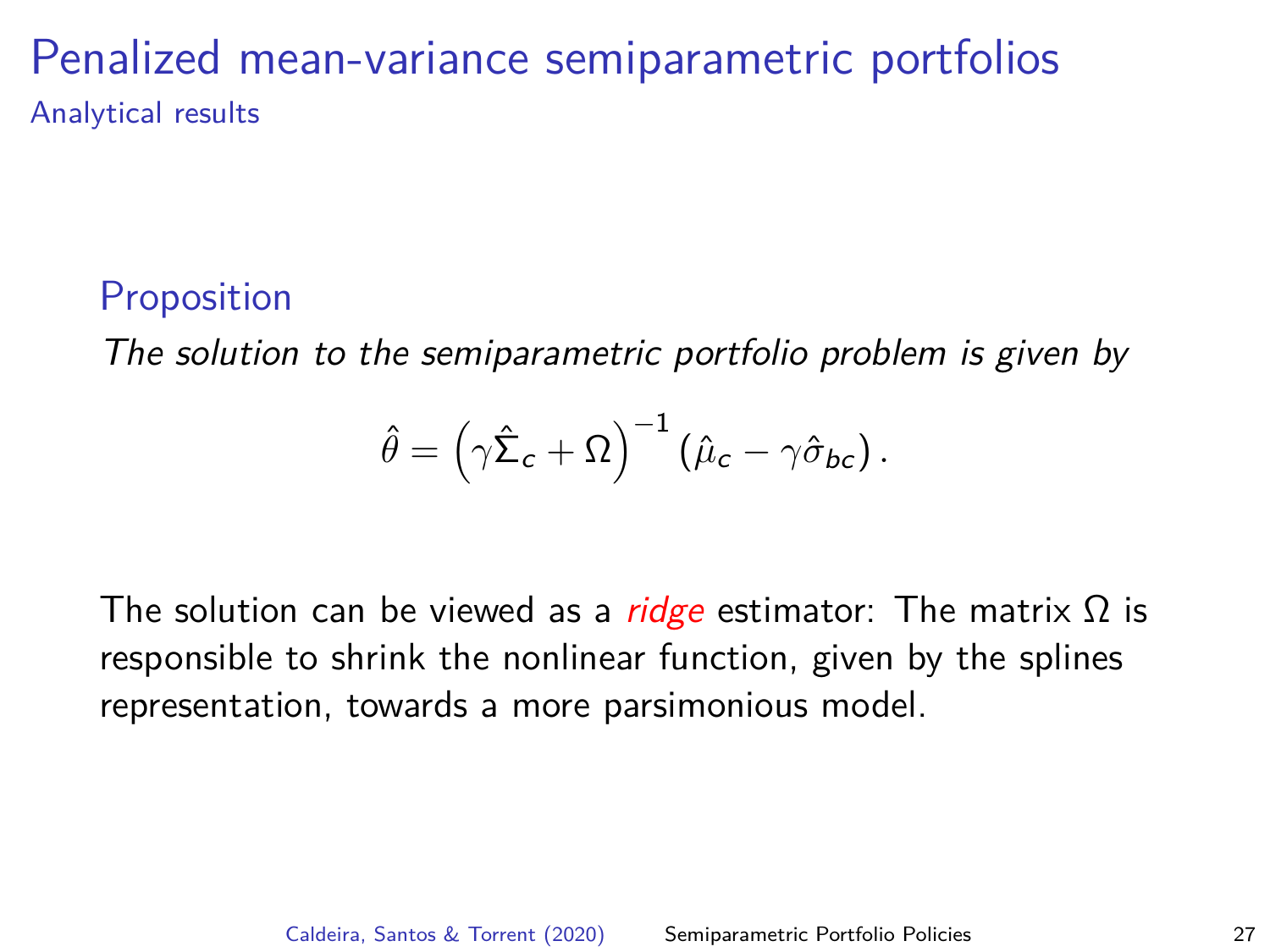# Penalized mean-variance semiparametric portfolios

## Analytical results

### Proposition

*The solution to the semiparametric portfolio problem is given by*

$$\hat{\theta} = \left(\gamma\hat{\Sigma}_c + \Omega\right)^{-1}\left(\hat{\mu}_c - \gamma\hat{\sigma}_{bc}\right).$$

The solution can be viewed as a *ridge* estimator: The matrix $\Omega$ is responsible to shrink the nonlinear function, given by the splines representation, towards a more parsimonious model.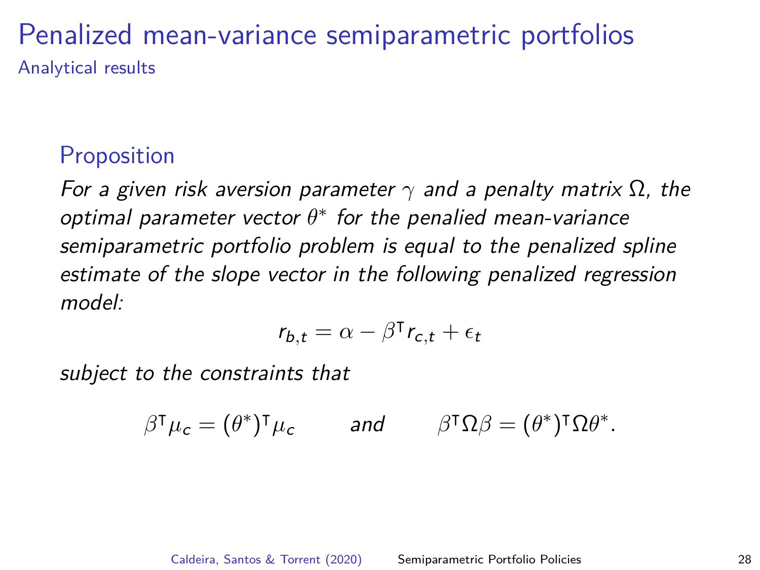# Penalized mean-variance semiparametric portfolios

## Analytical results

### Proposition

*For a given risk aversion parameter $\gamma$ and a penalty matrix $\Omega$, the optimal parameter vector $\theta^*$ for the penalied mean-variance semiparametric portfolio problem is equal to the penalized spline estimate of the slope vector in the following penalized regression model:*

$$r_{b,t} = \alpha - \beta^\intercal r_{c,t} + \epsilon_t$$

*subject to the constraints that*

$$\beta^\intercal \mu_c = (\theta^*)^\intercal \mu_c \qquad \textit{and} \qquad \beta^\intercal \Omega \beta = (\theta^*)^\intercal \Omega \theta^*.$$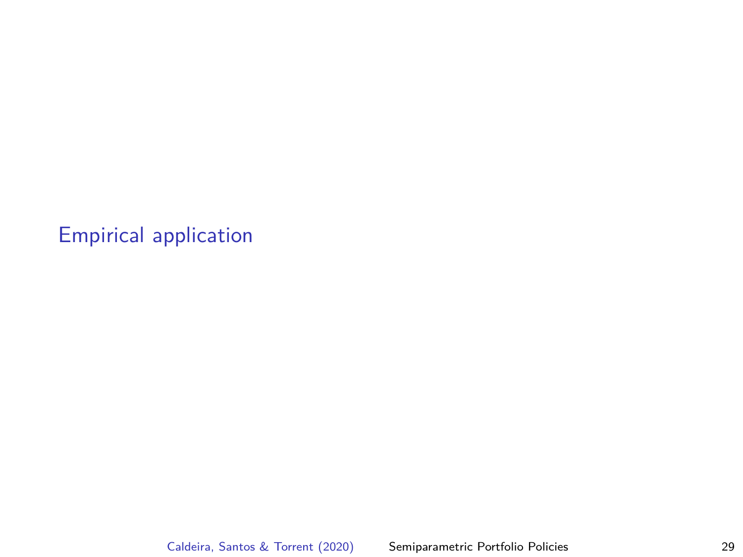# Empirical application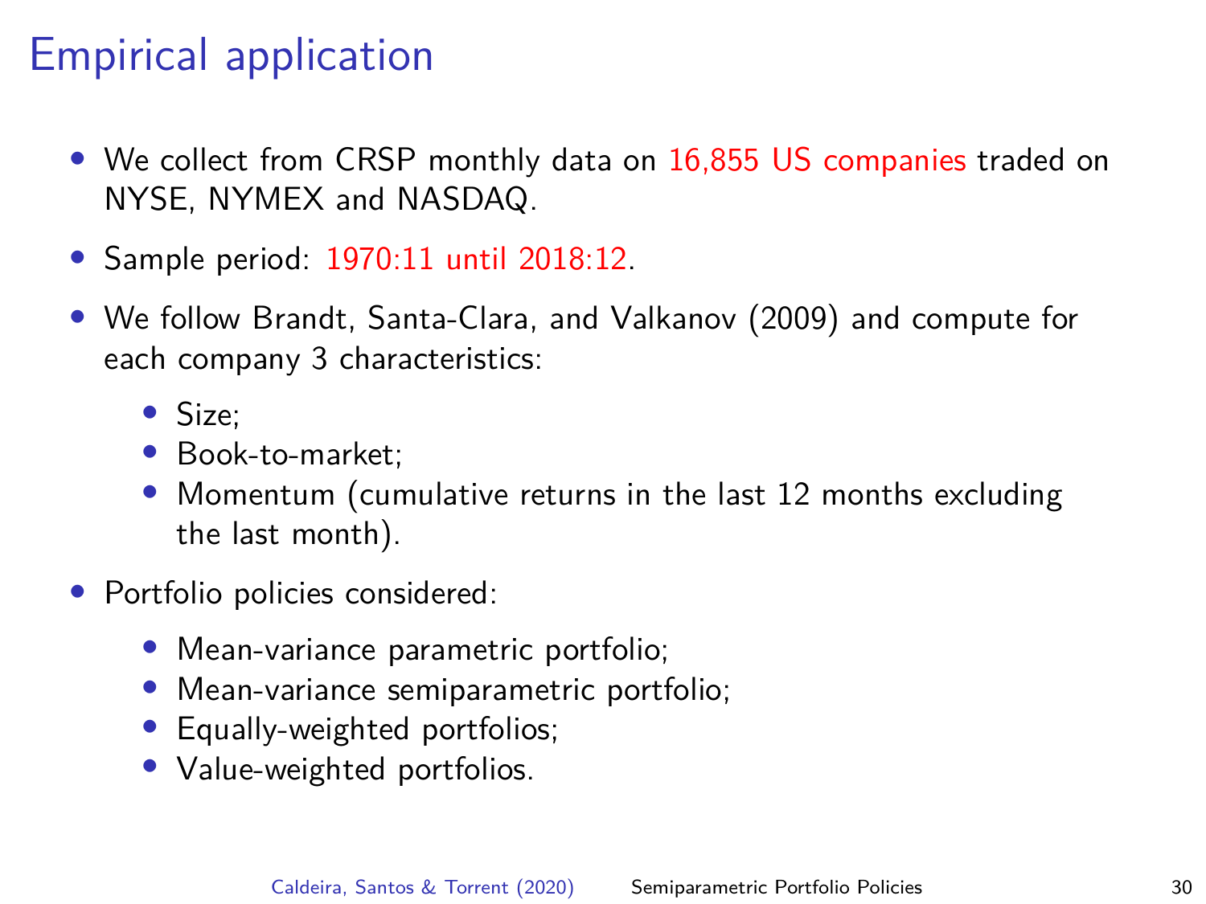# Empirical application

- We collect from CRSP monthly data on 16,855 US companies traded on NYSE, NYMEX and NASDAQ.
- Sample period: 1970:11 until 2018:12.
- We follow Brandt, Santa-Clara, and Valkanov (2009) and compute for each company 3 characteristics:
  - Size;
  - Book-to-market;
  - Momentum (cumulative returns in the last 12 months excluding the last month).
- Portfolio policies considered:
  - Mean-variance parametric portfolio;
  - Mean-variance semiparametric portfolio;
  - Equally-weighted portfolios;
  - Value-weighted portfolios.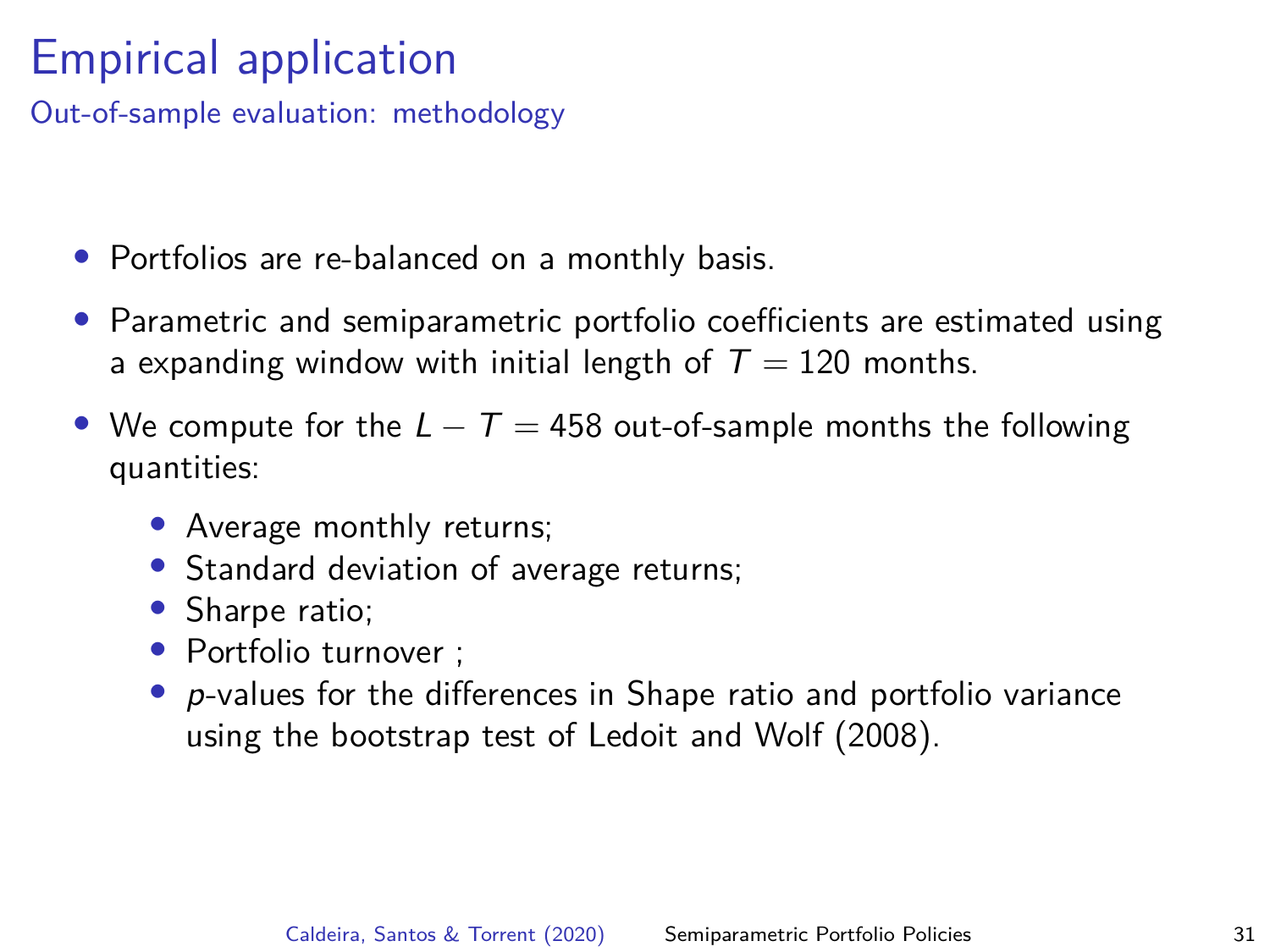# Empirical application

## Out-of-sample evaluation: methodology

- Portfolios are re-balanced on a monthly basis.
- Parametric and semiparametric portfolio coefficients are estimated using a expanding window with initial length of $T = 120$ months.
- We compute for the $L - T = 458$ out-of-sample months the following quantities:
  - Average monthly returns;
  - Standard deviation of average returns;
  - Sharpe ratio;
  - Portfolio turnover ;
  - $p$-values for the differences in Shape ratio and portfolio variance using the bootstrap test of Ledoit and Wolf (2008).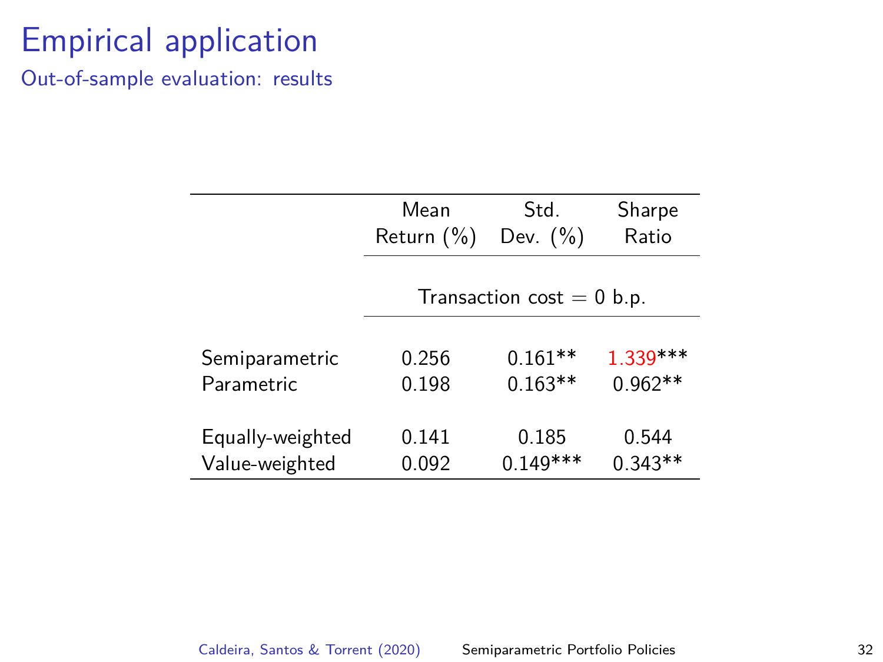# Empirical application

## Out-of-sample evaluation: results

| | Mean Return (%) | Std. Dev. (%) | Sharpe Ratio |
|---|---|---|---|
| | Transaction cost = 0 b.p. | | |
| Semiparametric | 0.256 | 0.161** | 1.339*** |
| Parametric | 0.198 | 0.163** | 0.962** |
| Equally-weighted | 0.141 | 0.185 | 0.544 |
| Value-weighted | 0.092 | 0.149*** | 0.343** |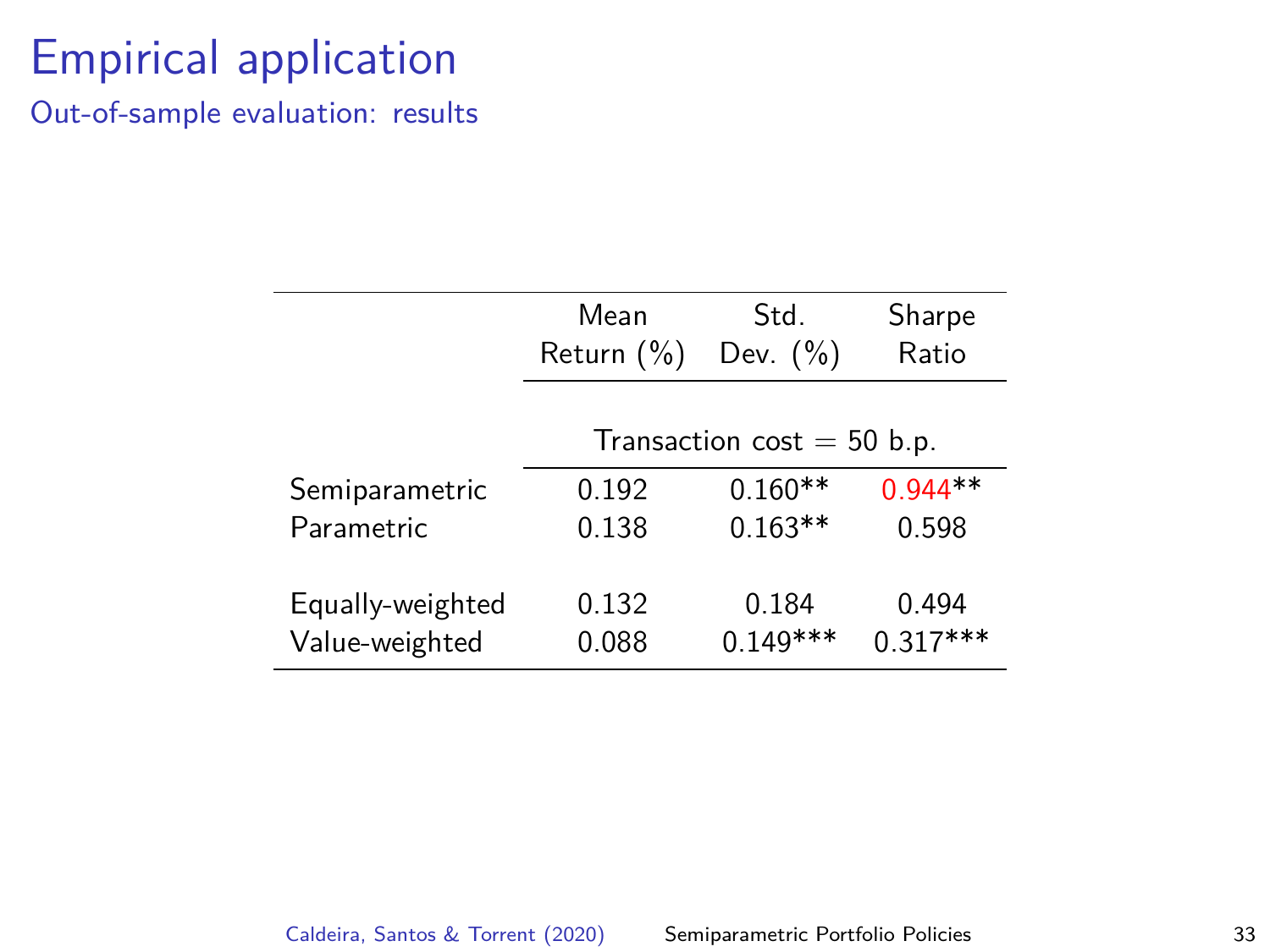# Empirical application

## Out-of-sample evaluation: results

| | Mean Return (%) | Std. Dev. (%) | Sharpe Ratio |
|---|---|---|---|
| | Transaction cost = 50 b.p. | | |
| Semiparametric | 0.192 | 0.160** | 0.944** |
| Parametric | 0.138 | 0.163** | 0.598 |
| Equally-weighted | 0.132 | 0.184 | 0.494 |
| Value-weighted | 0.088 | 0.149*** | 0.317*** |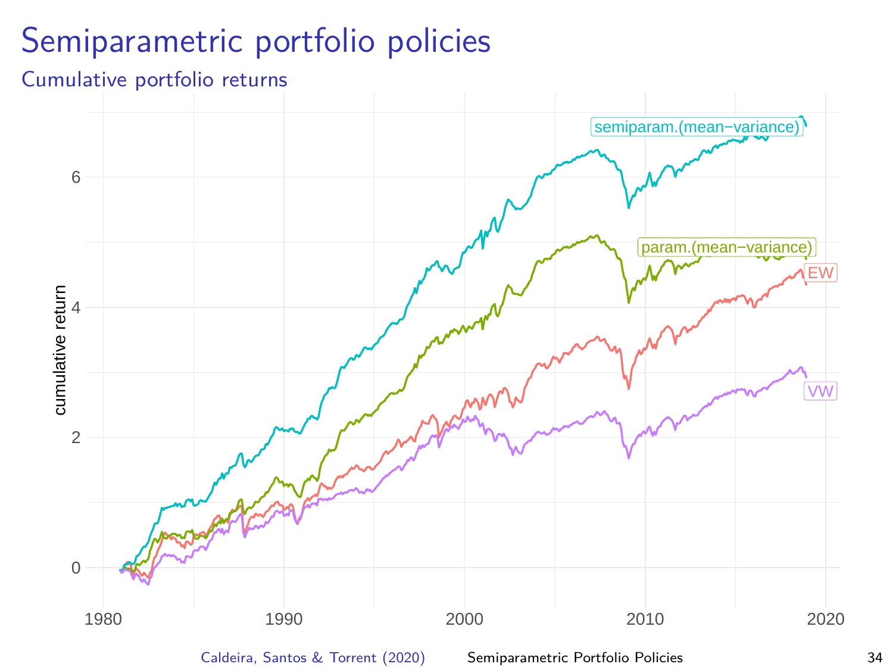# Semiparametric portfolio policies

## Cumulative portfolio returns

semiparam.(mean−variance)

param.(mean−variance)

EW

VW

cumulative return

0, 2, 4, 6

1980, 1990, 2000, 2010, 2020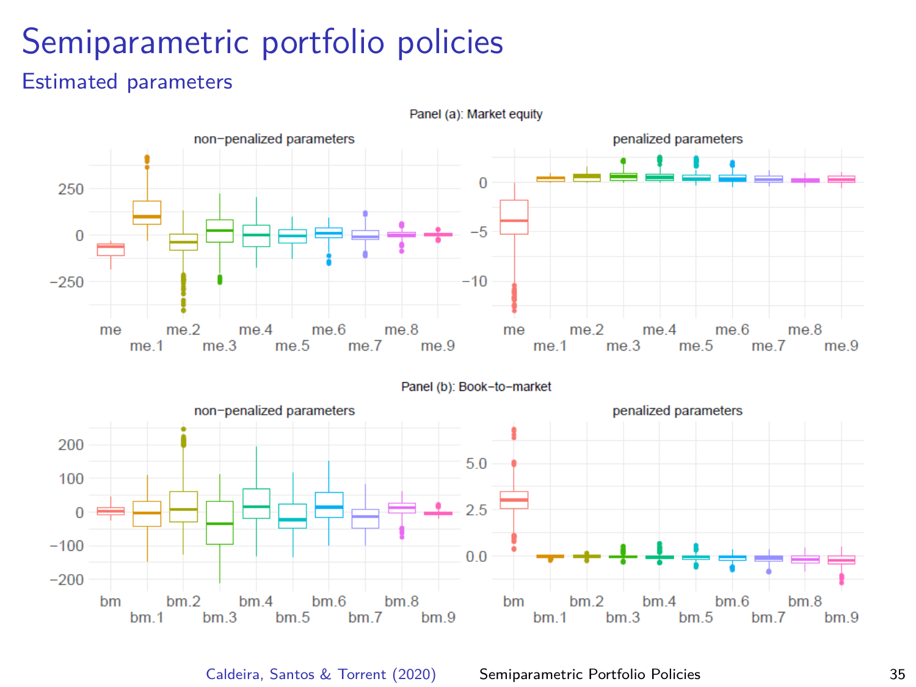# Semiparametric portfolio policies

## Estimated parameters

Panel (a): Market equity

non−penalized parameters

penalized parameters

Panel (b): Book−to−market

non−penalized parameters

penalized parameters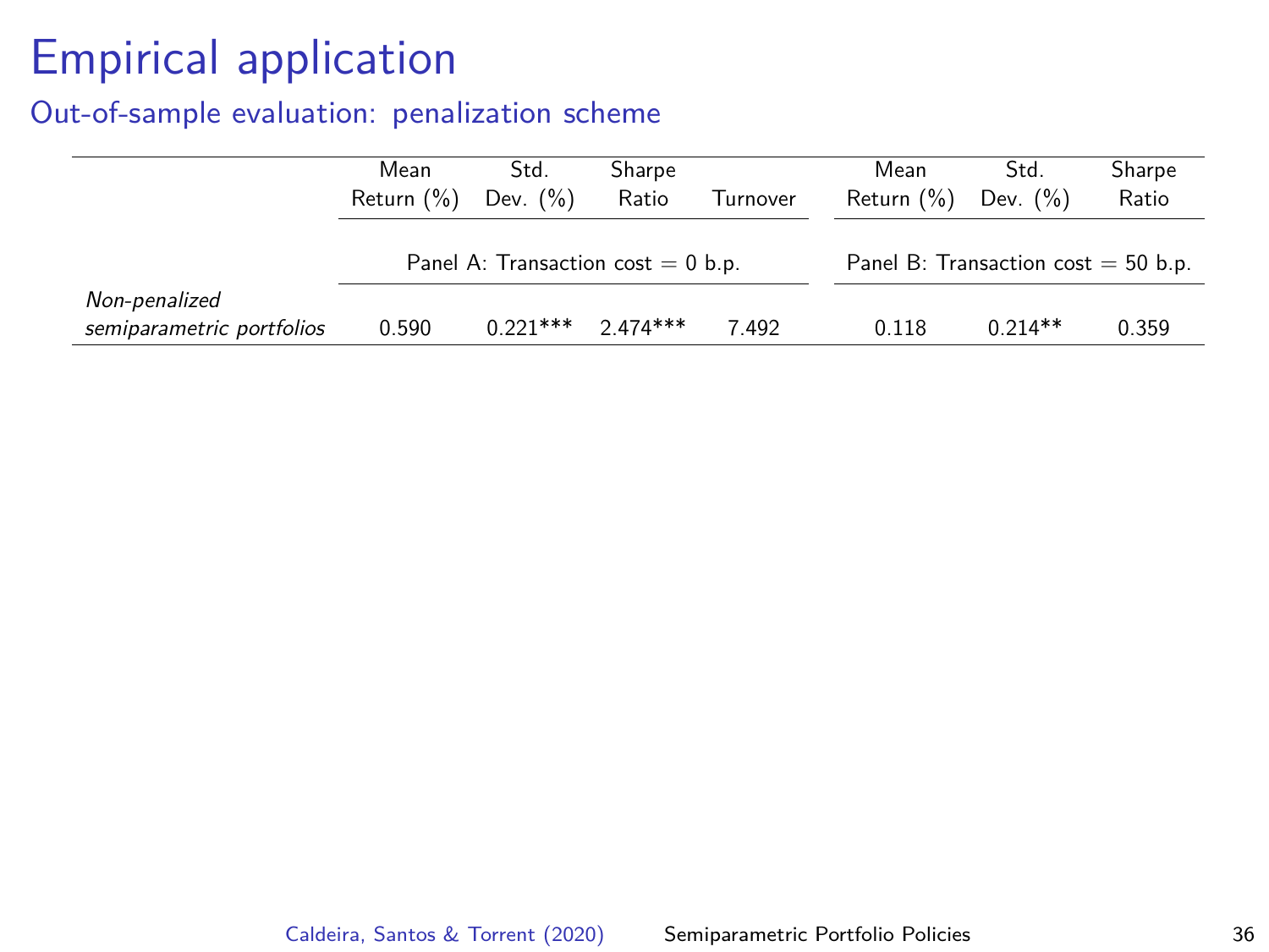# Empirical application

## Out-of-sample evaluation: penalization scheme

| | Mean Return (%) | Std. Dev. (%) | Sharpe Ratio | Turnover | Mean Return (%) | Std. Dev. (%) | Sharpe Ratio |
|---|---|---|---|---|---|---|---|
| | Panel A: Transaction cost = 0 b.p. | | | | Panel B: Transaction cost = 50 b.p. | | |
| *Non-penalized semiparametric portfolios* | 0.590 | 0.221*** | 2.474*** | 7.492 | 0.118 | 0.214** | 0.359 |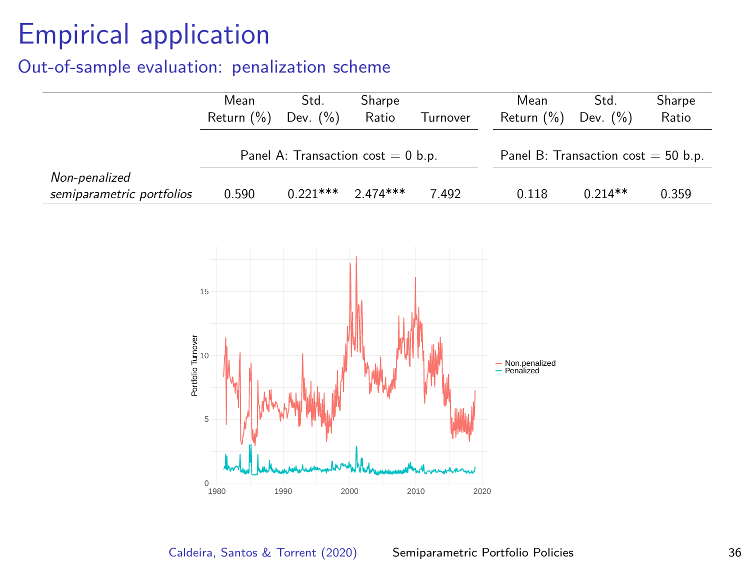# Empirical application

## Out-of-sample evaluation: penalization scheme

| | Mean Return (%) | Std. Dev. (%) | Sharpe Ratio | Turnover | Mean Return (%) | Std. Dev. (%) | Sharpe Ratio |
|---|---|---|---|---|---|---|---|
| | Panel A: Transaction cost = 0 b.p. | | | | Panel B: Transaction cost = 50 b.p. | | |
| *Non-penalized semiparametric portfolios* | 0.590 | 0.221*** | 2.474*** | 7.492 | 0.118 | 0.214** | 0.359 |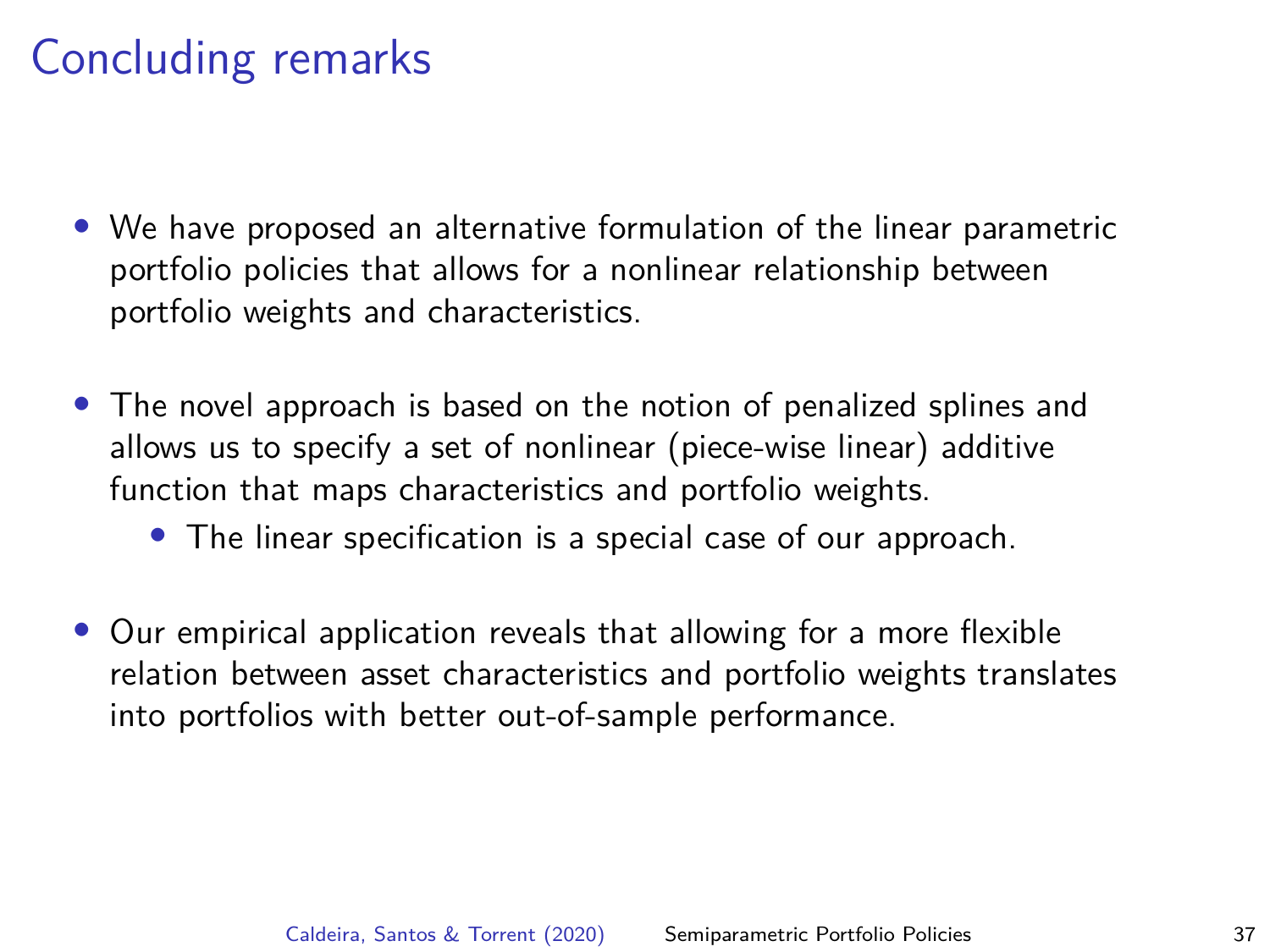# Concluding remarks

- We have proposed an alternative formulation of the linear parametric portfolio policies that allows for a nonlinear relationship between portfolio weights and characteristics.
- The novel approach is based on the notion of penalized splines and allows us to specify a set of nonlinear (piece-wise linear) additive function that maps characteristics and portfolio weights.
    - The linear specification is a special case of our approach.
- Our empirical application reveals that allowing for a more flexible relation between asset characteristics and portfolio weights translates into portfolios with better out-of-sample performance.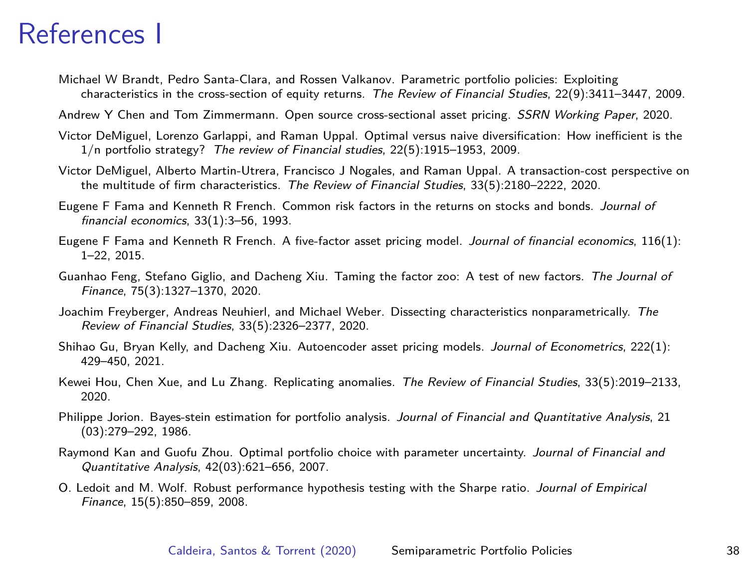# References I

Michael W Brandt, Pedro Santa-Clara, and Rossen Valkanov. Parametric portfolio policies: Exploiting characteristics in the cross-section of equity returns. *The Review of Financial Studies*, 22(9):3411–3447, 2009.

Andrew Y Chen and Tom Zimmermann. Open source cross-sectional asset pricing. *SSRN Working Paper*, 2020.

Victor DeMiguel, Lorenzo Garlappi, and Raman Uppal. Optimal versus naive diversification: How inefficient is the 1/n portfolio strategy? *The review of Financial studies*, 22(5):1915–1953, 2009.

Victor DeMiguel, Alberto Martin-Utrera, Francisco J Nogales, and Raman Uppal. A transaction-cost perspective on the multitude of firm characteristics. *The Review of Financial Studies*, 33(5):2180–2222, 2020.

Eugene F Fama and Kenneth R French. Common risk factors in the returns on stocks and bonds. *Journal of financial economics*, 33(1):3–56, 1993.

Eugene F Fama and Kenneth R French. A five-factor asset pricing model. *Journal of financial economics*, 116(1): 1–22, 2015.

Guanhao Feng, Stefano Giglio, and Dacheng Xiu. Taming the factor zoo: A test of new factors. *The Journal of Finance*, 75(3):1327–1370, 2020.

Joachim Freyberger, Andreas Neuhierl, and Michael Weber. Dissecting characteristics nonparametrically. *The Review of Financial Studies*, 33(5):2326–2377, 2020.

Shihao Gu, Bryan Kelly, and Dacheng Xiu. Autoencoder asset pricing models. *Journal of Econometrics*, 222(1): 429–450, 2021.

Kewei Hou, Chen Xue, and Lu Zhang. Replicating anomalies. *The Review of Financial Studies*, 33(5):2019–2133, 2020.

Philippe Jorion. Bayes-stein estimation for portfolio analysis. *Journal of Financial and Quantitative Analysis*, 21 (03):279–292, 1986.

Raymond Kan and Guofu Zhou. Optimal portfolio choice with parameter uncertainty. *Journal of Financial and Quantitative Analysis*, 42(03):621–656, 2007.

O. Ledoit and M. Wolf. Robust performance hypothesis testing with the Sharpe ratio. *Journal of Empirical Finance*, 15(5):850–859, 2008.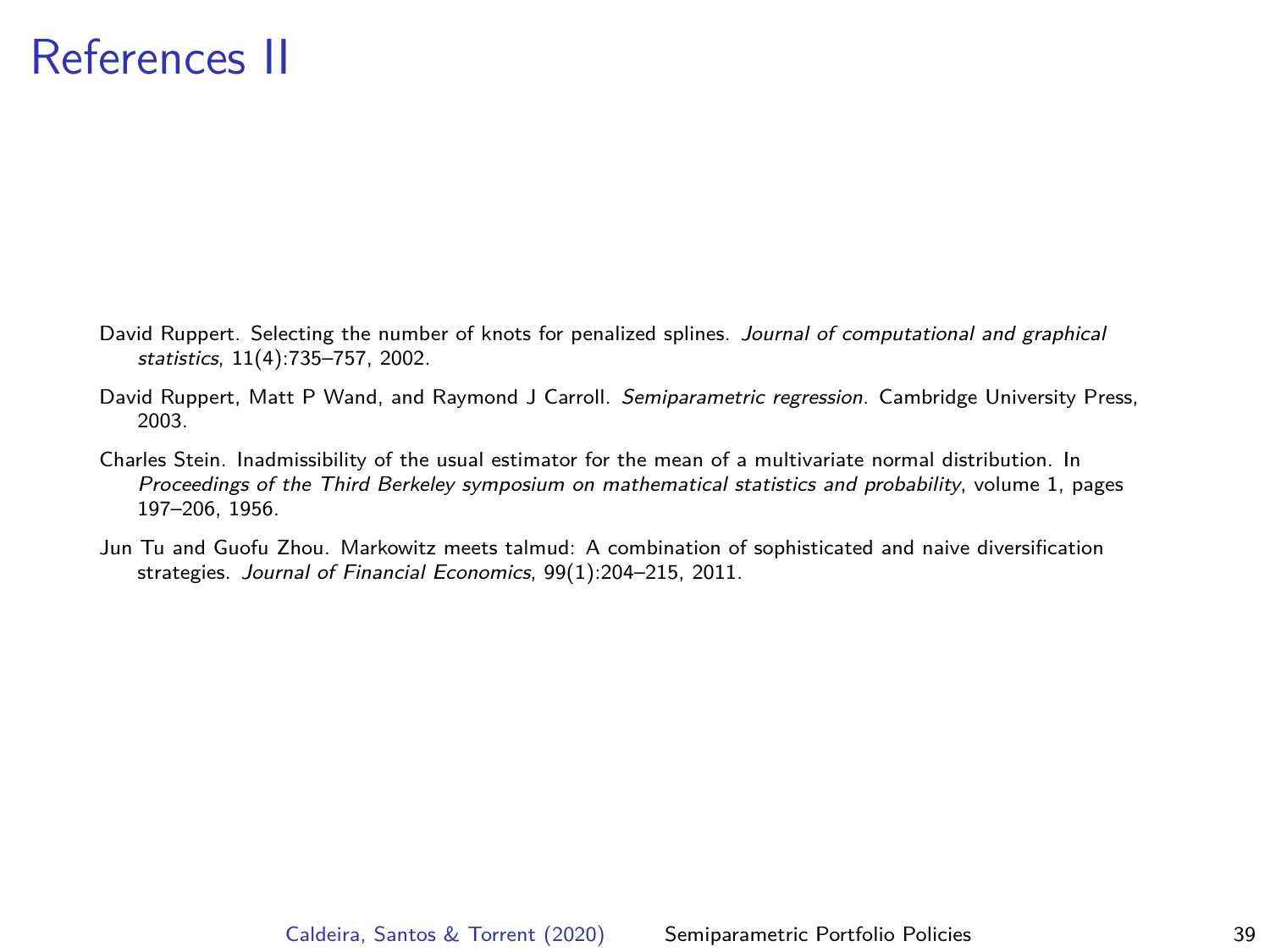# References II

David Ruppert. Selecting the number of knots for penalized splines. *Journal of computational and graphical statistics*, 11(4):735–757, 2002.

David Ruppert, Matt P Wand, and Raymond J Carroll. *Semiparametric regression*. Cambridge University Press, 2003.

Charles Stein. Inadmissibility of the usual estimator for the mean of a multivariate normal distribution. In *Proceedings of the Third Berkeley symposium on mathematical statistics and probability*, volume 1, pages 197–206, 1956.

Jun Tu and Guofu Zhou. Markowitz meets talmud: A combination of sophisticated and naive diversification strategies. *Journal of Financial Economics*, 99(1):204–215, 2011.